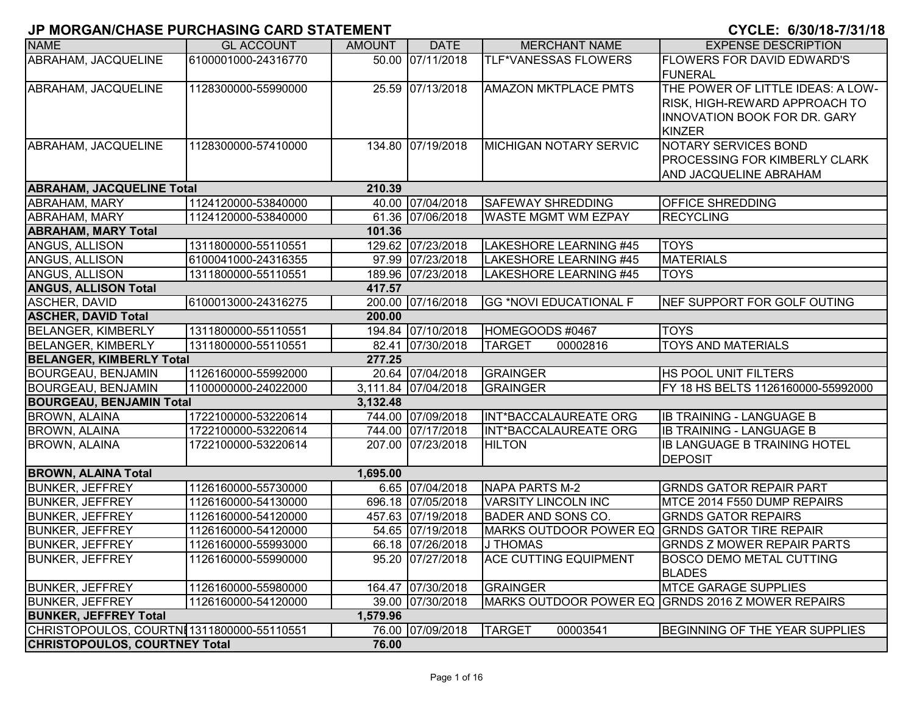# JP MORGAN/CHASE PURCHASING CARD STATEMENT

**CYCLE: 6/30/18-7/31/18**

| NAME | GL ACCOUNT | AMOUNT | DATE | MERCHANT NAME | EXPENSE DESCRIPTION |
|---|---|---|---|---|---|
| ABRAHAM, JACQUELINE | 6100001000-24316770 | 50.00 | 07/11/2018 | TLF*VANESSAS FLOWERS | FLOWERS FOR DAVID EDWARD'S FUNERAL |
| ABRAHAM, JACQUELINE | 1128300000-55990000 | 25.59 | 07/13/2018 | AMAZON MKTPLACE PMTS | THE POWER OF LITTLE IDEAS: A LOW-RISK, HIGH-REWARD APPROACH TO INNOVATION BOOK FOR DR. GARY KINZER |
| ABRAHAM, JACQUELINE | 1128300000-57410000 | 134.80 | 07/19/2018 | MICHIGAN NOTARY SERVIC | NOTARY SERVICES BOND PROCESSING FOR KIMBERLY CLARK AND JACQUELINE ABRAHAM |
| **ABRAHAM, JACQUELINE Total** | | **210.39** | | | |
| ABRAHAM, MARY | 1124120000-53840000 | 40.00 | 07/04/2018 | SAFEWAY SHREDDING | OFFICE SHREDDING |
| ABRAHAM, MARY | 1124120000-53840000 | 61.36 | 07/06/2018 | WASTE MGMT WM EZPAY | RECYCLING |
| **ABRAHAM, MARY Total** | | **101.36** | | | |
| ANGUS, ALLISON | 1311800000-55110551 | 129.62 | 07/23/2018 | LAKESHORE LEARNING #45 | TOYS |
| ANGUS, ALLISON | 6100041000-24316355 | 97.99 | 07/23/2018 | LAKESHORE LEARNING #45 | MATERIALS |
| ANGUS, ALLISON | 1311800000-55110551 | 189.96 | 07/23/2018 | LAKESHORE LEARNING #45 | TOYS |
| **ANGUS, ALLISON Total** | | **417.57** | | | |
| ASCHER, DAVID | 6100013000-24316275 | 200.00 | 07/16/2018 | GG *NOVI EDUCATIONAL F | NEF SUPPORT FOR GOLF OUTING |
| **ASCHER, DAVID Total** | | **200.00** | | | |
| BELANGER, KIMBERLY | 1311800000-55110551 | 194.84 | 07/10/2018 | HOMEGOODS #0467 | TOYS |
| BELANGER, KIMBERLY | 1311800000-55110551 | 82.41 | 07/30/2018 | TARGET 00002816 | TOYS AND MATERIALS |
| **BELANGER, KIMBERLY Total** | | **277.25** | | | |
| BOURGEAU, BENJAMIN | 1126160000-55992000 | 20.64 | 07/04/2018 | GRAINGER | HS POOL UNIT FILTERS |
| BOURGEAU, BENJAMIN | 1100000000-24022000 | 3,111.84 | 07/04/2018 | GRAINGER | FY 18 HS BELTS 1126160000-55992000 |
| **BOURGEAU, BENJAMIN Total** | | **3,132.48** | | | |
| BROWN, ALAINA | 1722100000-53220614 | 744.00 | 07/09/2018 | INT*BACCALAUREATE ORG | IB TRAINING - LANGUAGE B |
| BROWN, ALAINA | 1722100000-53220614 | 744.00 | 07/17/2018 | INT*BACCALAUREATE ORG | IB TRAINING - LANGUAGE B |
| BROWN, ALAINA | 1722100000-53220614 | 207.00 | 07/23/2018 | HILTON | IB LANGUAGE B TRAINING HOTEL DEPOSIT |
| **BROWN, ALAINA Total** | | **1,695.00** | | | |
| BUNKER, JEFFREY | 1126160000-55730000 | 6.65 | 07/04/2018 | NAPA PARTS M-2 | GRNDS GATOR REPAIR PART |
| BUNKER, JEFFREY | 1126160000-54130000 | 696.18 | 07/05/2018 | VARSITY LINCOLN INC | MTCE 2014 F550 DUMP REPAIRS |
| BUNKER, JEFFREY | 1126160000-54120000 | 457.63 | 07/19/2018 | BADER AND SONS CO. | GRNDS GATOR REPAIRS |
| BUNKER, JEFFREY | 1126160000-54120000 | 54.65 | 07/19/2018 | MARKS OUTDOOR POWER EQ | GRNDS GATOR TIRE REPAIR |
| BUNKER, JEFFREY | 1126160000-55993000 | 66.18 | 07/26/2018 | J THOMAS | GRNDS Z MOWER REPAIR PARTS |
| BUNKER, JEFFREY | 1126160000-55990000 | 95.20 | 07/27/2018 | ACE CUTTING EQUIPMENT | BOSCO DEMO METAL CUTTING BLADES |
| BUNKER, JEFFREY | 1126160000-55980000 | 164.47 | 07/30/2018 | GRAINGER | MTCE GARAGE SUPPLIES |
| BUNKER, JEFFREY | 1126160000-54120000 | 39.00 | 07/30/2018 | MARKS OUTDOOR POWER EQ | GRNDS 2016 Z MOWER REPAIRS |
| **BUNKER, JEFFREY Total** | | **1,579.96** | | | |
| CHRISTOPOULOS, COURTNEY | 1311800000-55110551 | 76.00 | 07/09/2018 | TARGET 00003541 | BEGINNING OF THE YEAR SUPPLIES |
| **CHRISTOPOULOS, COURTNEY Total** | | **76.00** | | | |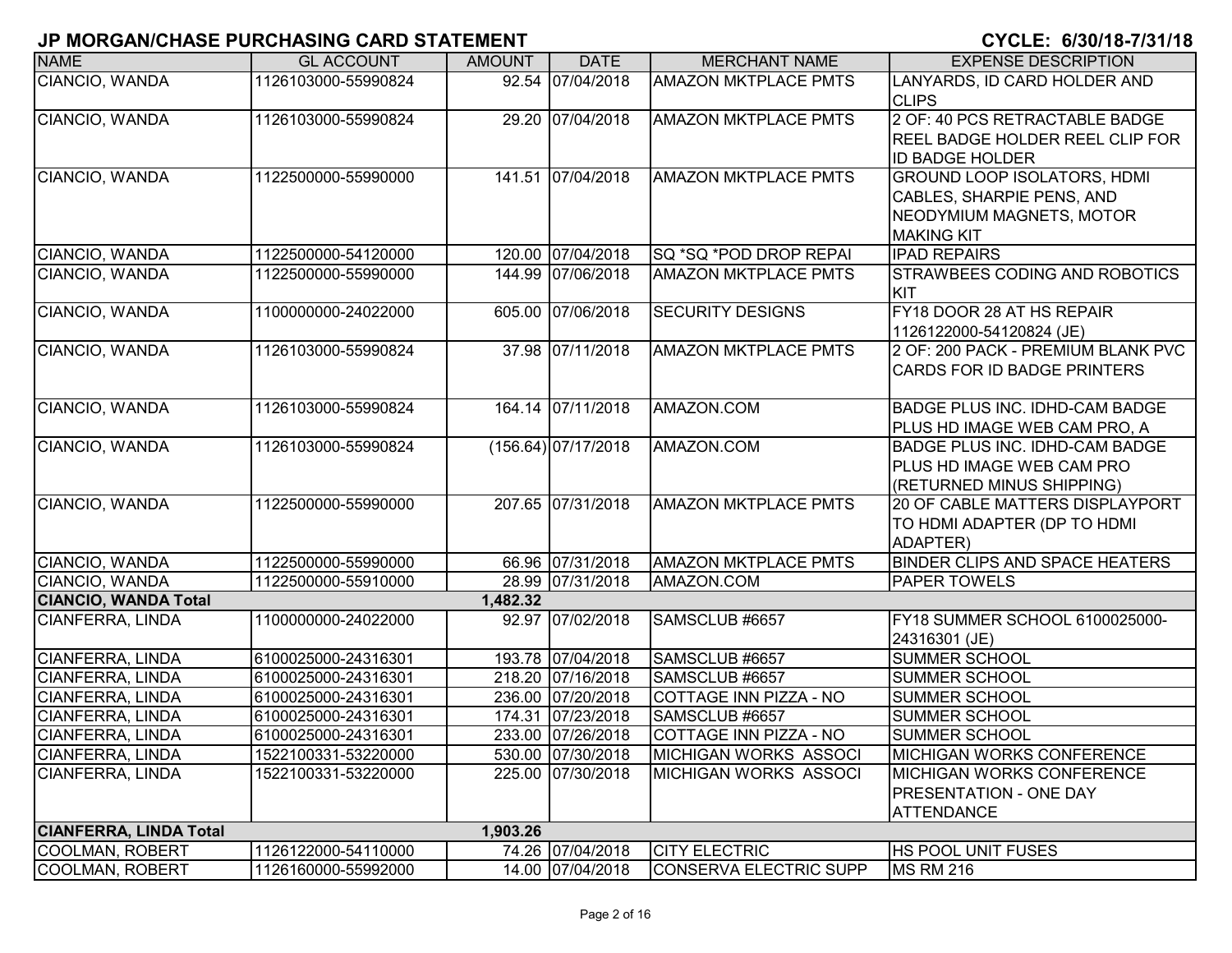## JP MORGAN/CHASE PURCHASING CARD STATEMENT

**CYCLE: 6/30/18-7/31/18**

| NAME | GL ACCOUNT | AMOUNT | DATE | MERCHANT NAME | EXPENSE DESCRIPTION |
|---|---|---|---|---|---|
| CIANCIO, WANDA | 1126103000-55990824 | 92.54 | 07/04/2018 | AMAZON MKTPLACE PMTS | LANYARDS, ID CARD HOLDER AND CLIPS |
| CIANCIO, WANDA | 1126103000-55990824 | 29.20 | 07/04/2018 | AMAZON MKTPLACE PMTS | 2 OF: 40 PCS RETRACTABLE BADGE REEL BADGE HOLDER REEL CLIP FOR ID BADGE HOLDER |
| CIANCIO, WANDA | 1122500000-55990000 | 141.51 | 07/04/2018 | AMAZON MKTPLACE PMTS | GROUND LOOP ISOLATORS, HDMI CABLES, SHARPIE PENS, AND NEODYMIUM MAGNETS, MOTOR MAKING KIT |
| CIANCIO, WANDA | 1122500000-54120000 | 120.00 | 07/04/2018 | SQ *SQ *POD DROP REPAI | IPAD REPAIRS |
| CIANCIO, WANDA | 1122500000-55990000 | 144.99 | 07/06/2018 | AMAZON MKTPLACE PMTS | STRAWBEES CODING AND ROBOTICS KIT |
| CIANCIO, WANDA | 1100000000-24022000 | 605.00 | 07/06/2018 | SECURITY DESIGNS | FY18 DOOR 28 AT HS REPAIR 1126122000-54120824 (JE) |
| CIANCIO, WANDA | 1126103000-55990824 | 37.98 | 07/11/2018 | AMAZON MKTPLACE PMTS | 2 OF: 200 PACK - PREMIUM BLANK PVC CARDS FOR ID BADGE PRINTERS |
| CIANCIO, WANDA | 1126103000-55990824 | 164.14 | 07/11/2018 | AMAZON.COM | BADGE PLUS INC. IDHD-CAM BADGE PLUS HD IMAGE WEB CAM PRO, A |
| CIANCIO, WANDA | 1126103000-55990824 | (156.64) | 07/17/2018 | AMAZON.COM | BADGE PLUS INC. IDHD-CAM BADGE PLUS HD IMAGE WEB CAM PRO (RETURNED MINUS SHIPPING) |
| CIANCIO, WANDA | 1122500000-55990000 | 207.65 | 07/31/2018 | AMAZON MKTPLACE PMTS | 20 OF CABLE MATTERS DISPLAYPORT TO HDMI ADAPTER (DP TO HDMI ADAPTER) |
| CIANCIO, WANDA | 1122500000-55990000 | 66.96 | 07/31/2018 | AMAZON MKTPLACE PMTS | BINDER CLIPS AND SPACE HEATERS |
| CIANCIO, WANDA | 1122500000-55910000 | 28.99 | 07/31/2018 | AMAZON.COM | PAPER TOWELS |
| **CIANCIO, WANDA Total** | | **1,482.32** | | | |
| CIANFERRA, LINDA | 1100000000-24022000 | 92.97 | 07/02/2018 | SAMSCLUB #6657 | FY18 SUMMER SCHOOL 6100025000-24316301 (JE) |
| CIANFERRA, LINDA | 6100025000-24316301 | 193.78 | 07/04/2018 | SAMSCLUB #6657 | SUMMER SCHOOL |
| CIANFERRA, LINDA | 6100025000-24316301 | 218.20 | 07/16/2018 | SAMSCLUB #6657 | SUMMER SCHOOL |
| CIANFERRA, LINDA | 6100025000-24316301 | 236.00 | 07/20/2018 | COTTAGE INN PIZZA - NO | SUMMER SCHOOL |
| CIANFERRA, LINDA | 6100025000-24316301 | 174.31 | 07/23/2018 | SAMSCLUB #6657 | SUMMER SCHOOL |
| CIANFERRA, LINDA | 6100025000-24316301 | 233.00 | 07/26/2018 | COTTAGE INN PIZZA - NO | SUMMER SCHOOL |
| CIANFERRA, LINDA | 1522100331-53220000 | 530.00 | 07/30/2018 | MICHIGAN WORKS ASSOCI | MICHIGAN WORKS CONFERENCE |
| CIANFERRA, LINDA | 1522100331-53220000 | 225.00 | 07/30/2018 | MICHIGAN WORKS ASSOCI | MICHIGAN WORKS CONFERENCE PRESENTATION - ONE DAY ATTENDANCE |
| **CIANFERRA, LINDA Total** | | **1,903.26** | | | |
| COOLMAN, ROBERT | 1126122000-54110000 | 74.26 | 07/04/2018 | CITY ELECTRIC | HS POOL UNIT FUSES |
| COOLMAN, ROBERT | 1126160000-55992000 | 14.00 | 07/04/2018 | CONSERVA ELECTRIC SUPP | MS RM 216 |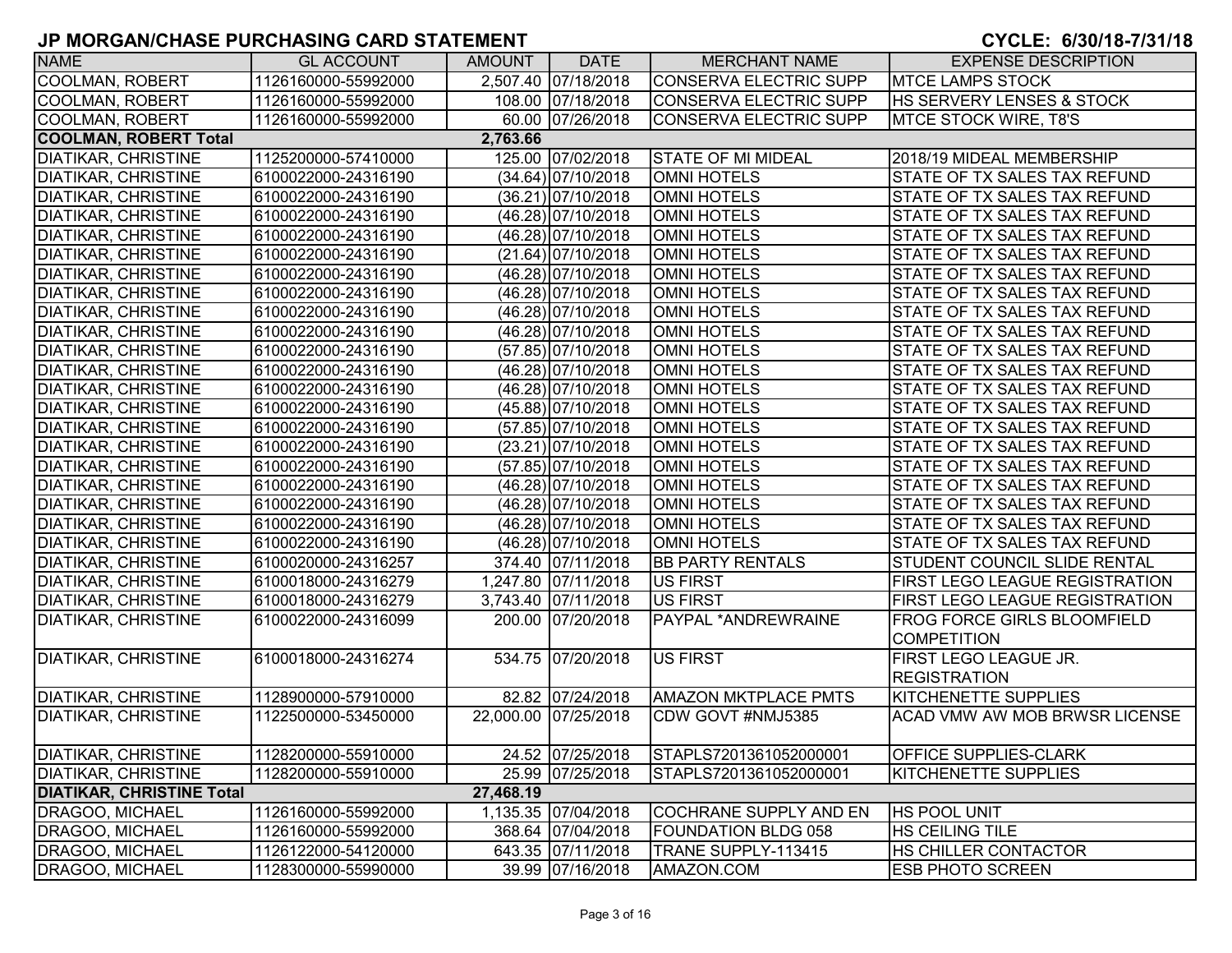# JP MORGAN/CHASE PURCHASING CARD STATEMENT

**CYCLE: 6/30/18-7/31/18**

| NAME | GL ACCOUNT | AMOUNT | DATE | MERCHANT NAME | EXPENSE DESCRIPTION |
|---|---|---|---|---|---|
| COOLMAN, ROBERT | 1126160000-55992000 | 2,507.40 | 07/18/2018 | CONSERVA ELECTRIC SUPP | MTCE LAMPS STOCK |
| COOLMAN, ROBERT | 1126160000-55992000 | 108.00 | 07/18/2018 | CONSERVA ELECTRIC SUPP | HS SERVERY LENSES & STOCK |
| COOLMAN, ROBERT | 1126160000-55992000 | 60.00 | 07/26/2018 | CONSERVA ELECTRIC SUPP | MTCE STOCK WIRE, T8'S |
| **COOLMAN, ROBERT Total** | | **2,763.66** | | | |
| DIATIKAR, CHRISTINE | 1125200000-57410000 | 125.00 | 07/02/2018 | STATE OF MI MIDEAL | 2018/19 MIDEAL MEMBERSHIP |
| DIATIKAR, CHRISTINE | 6100022000-24316190 | (34.64) | 07/10/2018 | OMNI HOTELS | STATE OF TX SALES TAX REFUND |
| DIATIKAR, CHRISTINE | 6100022000-24316190 | (36.21) | 07/10/2018 | OMNI HOTELS | STATE OF TX SALES TAX REFUND |
| DIATIKAR, CHRISTINE | 6100022000-24316190 | (46.28) | 07/10/2018 | OMNI HOTELS | STATE OF TX SALES TAX REFUND |
| DIATIKAR, CHRISTINE | 6100022000-24316190 | (46.28) | 07/10/2018 | OMNI HOTELS | STATE OF TX SALES TAX REFUND |
| DIATIKAR, CHRISTINE | 6100022000-24316190 | (21.64) | 07/10/2018 | OMNI HOTELS | STATE OF TX SALES TAX REFUND |
| DIATIKAR, CHRISTINE | 6100022000-24316190 | (46.28) | 07/10/2018 | OMNI HOTELS | STATE OF TX SALES TAX REFUND |
| DIATIKAR, CHRISTINE | 6100022000-24316190 | (46.28) | 07/10/2018 | OMNI HOTELS | STATE OF TX SALES TAX REFUND |
| DIATIKAR, CHRISTINE | 6100022000-24316190 | (46.28) | 07/10/2018 | OMNI HOTELS | STATE OF TX SALES TAX REFUND |
| DIATIKAR, CHRISTINE | 6100022000-24316190 | (46.28) | 07/10/2018 | OMNI HOTELS | STATE OF TX SALES TAX REFUND |
| DIATIKAR, CHRISTINE | 6100022000-24316190 | (57.85) | 07/10/2018 | OMNI HOTELS | STATE OF TX SALES TAX REFUND |
| DIATIKAR, CHRISTINE | 6100022000-24316190 | (46.28) | 07/10/2018 | OMNI HOTELS | STATE OF TX SALES TAX REFUND |
| DIATIKAR, CHRISTINE | 6100022000-24316190 | (46.28) | 07/10/2018 | OMNI HOTELS | STATE OF TX SALES TAX REFUND |
| DIATIKAR, CHRISTINE | 6100022000-24316190 | (45.88) | 07/10/2018 | OMNI HOTELS | STATE OF TX SALES TAX REFUND |
| DIATIKAR, CHRISTINE | 6100022000-24316190 | (57.85) | 07/10/2018 | OMNI HOTELS | STATE OF TX SALES TAX REFUND |
| DIATIKAR, CHRISTINE | 6100022000-24316190 | (23.21) | 07/10/2018 | OMNI HOTELS | STATE OF TX SALES TAX REFUND |
| DIATIKAR, CHRISTINE | 6100022000-24316190 | (57.85) | 07/10/2018 | OMNI HOTELS | STATE OF TX SALES TAX REFUND |
| DIATIKAR, CHRISTINE | 6100022000-24316190 | (46.28) | 07/10/2018 | OMNI HOTELS | STATE OF TX SALES TAX REFUND |
| DIATIKAR, CHRISTINE | 6100022000-24316190 | (46.28) | 07/10/2018 | OMNI HOTELS | STATE OF TX SALES TAX REFUND |
| DIATIKAR, CHRISTINE | 6100022000-24316190 | (46.28) | 07/10/2018 | OMNI HOTELS | STATE OF TX SALES TAX REFUND |
| DIATIKAR, CHRISTINE | 6100022000-24316190 | (46.28) | 07/10/2018 | OMNI HOTELS | STATE OF TX SALES TAX REFUND |
| DIATIKAR, CHRISTINE | 6100020000-24316257 | 374.40 | 07/11/2018 | BB PARTY RENTALS | STUDENT COUNCIL SLIDE RENTAL |
| DIATIKAR, CHRISTINE | 6100018000-24316279 | 1,247.80 | 07/11/2018 | US FIRST | FIRST LEGO LEAGUE REGISTRATION |
| DIATIKAR, CHRISTINE | 6100018000-24316279 | 3,743.40 | 07/11/2018 | US FIRST | FIRST LEGO LEAGUE REGISTRATION |
| DIATIKAR, CHRISTINE | 6100022000-24316099 | 200.00 | 07/20/2018 | PAYPAL *ANDREWRAINE | FROG FORCE GIRLS BLOOMFIELD COMPETITION |
| DIATIKAR, CHRISTINE | 6100018000-24316274 | 534.75 | 07/20/2018 | US FIRST | FIRST LEGO LEAGUE JR. REGISTRATION |
| DIATIKAR, CHRISTINE | 1128900000-57910000 | 82.82 | 07/24/2018 | AMAZON MKTPLACE PMTS | KITCHENETTE SUPPLIES |
| DIATIKAR, CHRISTINE | 1122500000-53450000 | 22,000.00 | 07/25/2018 | CDW GOVT #NMJ5385 | ACAD VMW AW MOB BRWSR LICENSE |
| DIATIKAR, CHRISTINE | 1128200000-55910000 | 24.52 | 07/25/2018 | STAPLS7201361052000001 | OFFICE SUPPLIES-CLARK |
| DIATIKAR, CHRISTINE | 1128200000-55910000 | 25.99 | 07/25/2018 | STAPLS7201361052000001 | KITCHENETTE SUPPLIES |
| **DIATIKAR, CHRISTINE Total** | | **27,468.19** | | | |
| DRAGOO, MICHAEL | 1126160000-55992000 | 1,135.35 | 07/04/2018 | COCHRANE SUPPLY AND EN | HS POOL UNIT |
| DRAGOO, MICHAEL | 1126160000-55992000 | 368.64 | 07/04/2018 | FOUNDATION BLDG 058 | HS CEILING TILE |
| DRAGOO, MICHAEL | 1126122000-54120000 | 643.35 | 07/11/2018 | TRANE SUPPLY-113415 | HS CHILLER CONTACTOR |
| DRAGOO, MICHAEL | 1128300000-55990000 | 39.99 | 07/16/2018 | AMAZON.COM | ESB PHOTO SCREEN |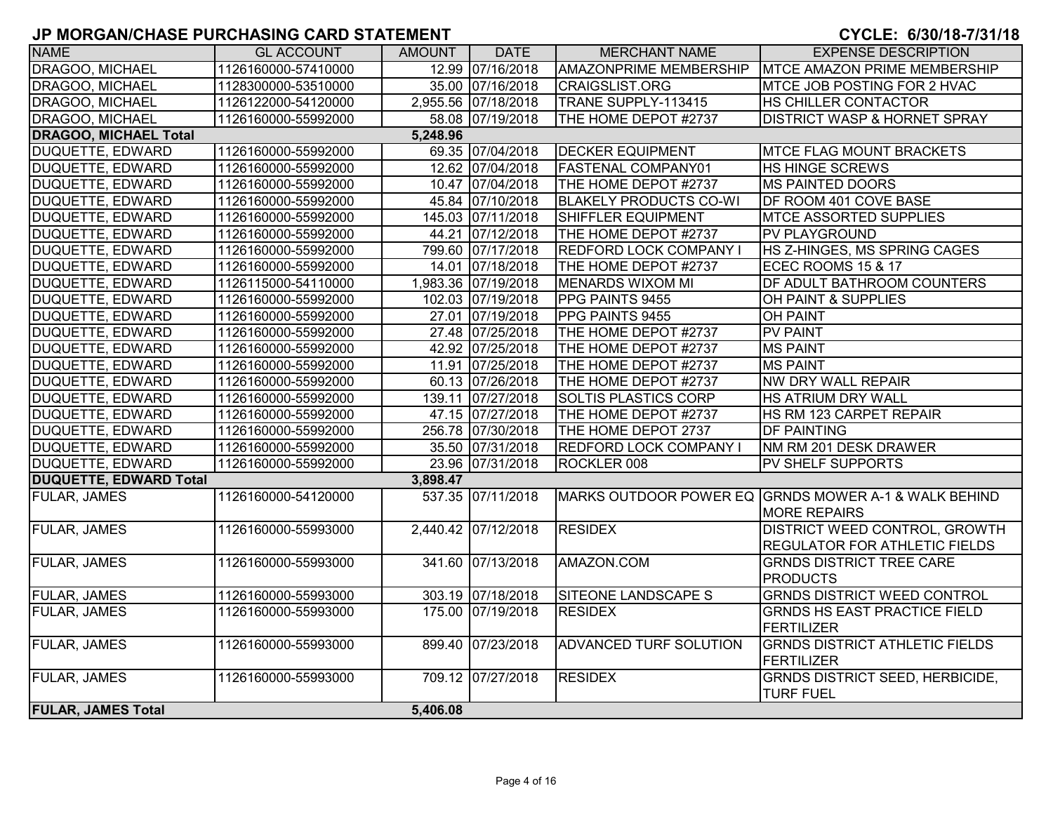# JP MORGAN/CHASE PURCHASING CARD STATEMENT

**CYCLE: 6/30/18-7/31/18**

| NAME | GL ACCOUNT | AMOUNT | DATE | MERCHANT NAME | EXPENSE DESCRIPTION |
|---|---|---|---|---|---|
| DRAGOO, MICHAEL | 1126160000-57410000 | 12.99 | 07/16/2018 | AMAZONPRIME MEMBERSHIP | MTCE AMAZON PRIME MEMBERSHIP |
| DRAGOO, MICHAEL | 1128300000-53510000 | 35.00 | 07/16/2018 | CRAIGSLIST.ORG | MTCE JOB POSTING FOR 2 HVAC |
| DRAGOO, MICHAEL | 1126122000-54120000 | 2,955.56 | 07/18/2018 | TRANE SUPPLY-113415 | HS CHILLER CONTACTOR |
| DRAGOO, MICHAEL | 1126160000-55992000 | 58.08 | 07/19/2018 | THE HOME DEPOT #2737 | DISTRICT WASP & HORNET SPRAY |
| **DRAGOO, MICHAEL Total** | | **5,248.96** | | | |
| DUQUETTE, EDWARD | 1126160000-55992000 | 69.35 | 07/04/2018 | DECKER EQUIPMENT | MTCE FLAG MOUNT BRACKETS |
| DUQUETTE, EDWARD | 1126160000-55992000 | 12.62 | 07/04/2018 | FASTENAL COMPANY01 | HS HINGE SCREWS |
| DUQUETTE, EDWARD | 1126160000-55992000 | 10.47 | 07/04/2018 | THE HOME DEPOT #2737 | MS PAINTED DOORS |
| DUQUETTE, EDWARD | 1126160000-55992000 | 45.84 | 07/10/2018 | BLAKELY PRODUCTS CO-WI | DF ROOM 401 COVE BASE |
| DUQUETTE, EDWARD | 1126160000-55992000 | 145.03 | 07/11/2018 | SHIFFLER EQUIPMENT | MTCE ASSORTED SUPPLIES |
| DUQUETTE, EDWARD | 1126160000-55992000 | 44.21 | 07/12/2018 | THE HOME DEPOT #2737 | PV PLAYGROUND |
| DUQUETTE, EDWARD | 1126160000-55992000 | 799.60 | 07/17/2018 | REDFORD LOCK COMPANY I | HS Z-HINGES, MS SPRING CAGES |
| DUQUETTE, EDWARD | 1126160000-55992000 | 14.01 | 07/18/2018 | THE HOME DEPOT #2737 | ECEC ROOMS 15 & 17 |
| DUQUETTE, EDWARD | 1126115000-54110000 | 1,983.36 | 07/19/2018 | MENARDS WIXOM MI | DF ADULT BATHROOM COUNTERS |
| DUQUETTE, EDWARD | 1126160000-55992000 | 102.03 | 07/19/2018 | PPG PAINTS 9455 | OH PAINT & SUPPLIES |
| DUQUETTE, EDWARD | 1126160000-55992000 | 27.01 | 07/19/2018 | PPG PAINTS 9455 | OH PAINT |
| DUQUETTE, EDWARD | 1126160000-55992000 | 27.48 | 07/25/2018 | THE HOME DEPOT #2737 | PV PAINT |
| DUQUETTE, EDWARD | 1126160000-55992000 | 42.92 | 07/25/2018 | THE HOME DEPOT #2737 | MS PAINT |
| DUQUETTE, EDWARD | 1126160000-55992000 | 11.91 | 07/25/2018 | THE HOME DEPOT #2737 | MS PAINT |
| DUQUETTE, EDWARD | 1126160000-55992000 | 60.13 | 07/26/2018 | THE HOME DEPOT #2737 | NW DRY WALL REPAIR |
| DUQUETTE, EDWARD | 1126160000-55992000 | 139.11 | 07/27/2018 | SOLTIS PLASTICS CORP | HS ATRIUM DRY WALL |
| DUQUETTE, EDWARD | 1126160000-55992000 | 47.15 | 07/27/2018 | THE HOME DEPOT #2737 | HS RM 123 CARPET REPAIR |
| DUQUETTE, EDWARD | 1126160000-55992000 | 256.78 | 07/30/2018 | THE HOME DEPOT 2737 | DF PAINTING |
| DUQUETTE, EDWARD | 1126160000-55992000 | 35.50 | 07/31/2018 | REDFORD LOCK COMPANY I | NM RM 201 DESK DRAWER |
| DUQUETTE, EDWARD | 1126160000-55992000 | 23.96 | 07/31/2018 | ROCKLER 008 | PV SHELF SUPPORTS |
| **DUQUETTE, EDWARD Total** | | **3,898.47** | | | |
| FULAR, JAMES | 1126160000-54120000 | 537.35 | 07/11/2018 | MARKS OUTDOOR POWER EQ | GRNDS MOWER A-1 & WALK BEHIND MORE REPAIRS |
| FULAR, JAMES | 1126160000-55993000 | 2,440.42 | 07/12/2018 | RESIDEX | DISTRICT WEED CONTROL, GROWTH REGULATOR FOR ATHLETIC FIELDS |
| FULAR, JAMES | 1126160000-55993000 | 341.60 | 07/13/2018 | AMAZON.COM | GRNDS DISTRICT TREE CARE PRODUCTS |
| FULAR, JAMES | 1126160000-55993000 | 303.19 | 07/18/2018 | SITEONE LANDSCAPE S | GRNDS DISTRICT WEED CONTROL |
| FULAR, JAMES | 1126160000-55993000 | 175.00 | 07/19/2018 | RESIDEX | GRNDS HS EAST PRACTICE FIELD FERTILIZER |
| FULAR, JAMES | 1126160000-55993000 | 899.40 | 07/23/2018 | ADVANCED TURF SOLUTION | GRNDS DISTRICT ATHLETIC FIELDS FERTILIZER |
| FULAR, JAMES | 1126160000-55993000 | 709.12 | 07/27/2018 | RESIDEX | GRNDS DISTRICT SEED, HERBICIDE, TURF FUEL |
| **FULAR, JAMES Total** | | **5,406.08** | | | |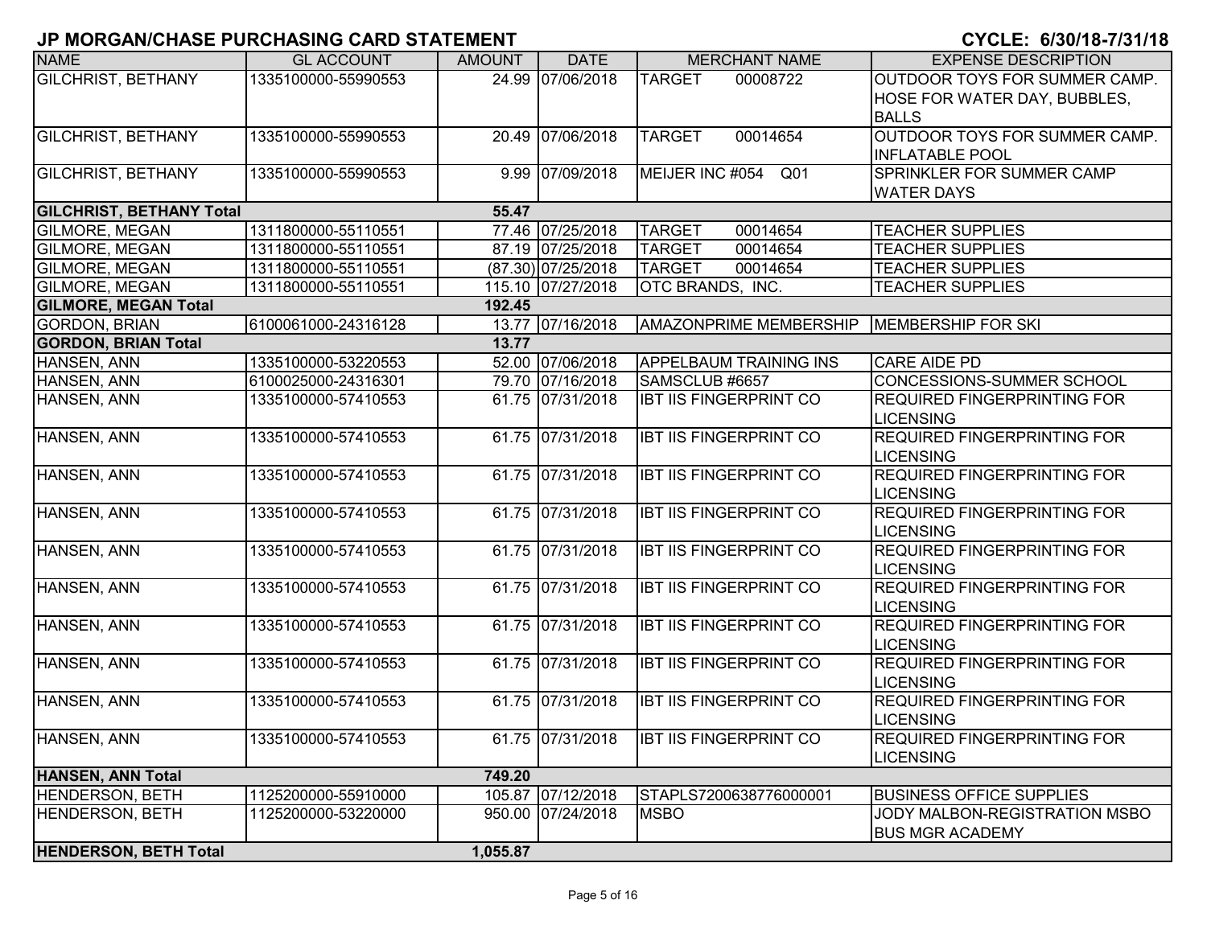## JP MORGAN/CHASE PURCHASING CARD STATEMENT

**CYCLE: 6/30/18-7/31/18**

| NAME | GL ACCOUNT | AMOUNT | DATE | MERCHANT NAME | EXPENSE DESCRIPTION |
|---|---|---|---|---|---|
| GILCHRIST, BETHANY | 1335100000-55990553 | 24.99 | 07/06/2018 | TARGET 00008722 | OUTDOOR TOYS FOR SUMMER CAMP. HOSE FOR WATER DAY, BUBBLES, BALLS |
| GILCHRIST, BETHANY | 1335100000-55990553 | 20.49 | 07/06/2018 | TARGET 00014654 | OUTDOOR TOYS FOR SUMMER CAMP. INFLATABLE POOL |
| GILCHRIST, BETHANY | 1335100000-55990553 | 9.99 | 07/09/2018 | MEIJER INC #054 Q01 | SPRINKLER FOR SUMMER CAMP WATER DAYS |
| **GILCHRIST, BETHANY Total** | | **55.47** | | | |
| GILMORE, MEGAN | 1311800000-55110551 | 77.46 | 07/25/2018 | TARGET 00014654 | TEACHER SUPPLIES |
| GILMORE, MEGAN | 1311800000-55110551 | 87.19 | 07/25/2018 | TARGET 00014654 | TEACHER SUPPLIES |
| GILMORE, MEGAN | 1311800000-55110551 | (87.30) | 07/25/2018 | TARGET 00014654 | TEACHER SUPPLIES |
| GILMORE, MEGAN | 1311800000-55110551 | 115.10 | 07/27/2018 | OTC BRANDS, INC. | TEACHER SUPPLIES |
| **GILMORE, MEGAN Total** | | **192.45** | | | |
| GORDON, BRIAN | 6100061000-24316128 | 13.77 | 07/16/2018 | AMAZONPRIME MEMBERSHIP | MEMBERSHIP FOR SKI |
| **GORDON, BRIAN Total** | | **13.77** | | | |
| HANSEN, ANN | 1335100000-53220553 | 52.00 | 07/06/2018 | APPELBAUM TRAINING INS | CARE AIDE PD |
| HANSEN, ANN | 6100025000-24316301 | 79.70 | 07/16/2018 | SAMSCLUB #6657 | CONCESSIONS-SUMMER SCHOOL |
| HANSEN, ANN | 1335100000-57410553 | 61.75 | 07/31/2018 | IBT IIS FINGERPRINT CO | REQUIRED FINGERPRINTING FOR LICENSING |
| HANSEN, ANN | 1335100000-57410553 | 61.75 | 07/31/2018 | IBT IIS FINGERPRINT CO | REQUIRED FINGERPRINTING FOR LICENSING |
| HANSEN, ANN | 1335100000-57410553 | 61.75 | 07/31/2018 | IBT IIS FINGERPRINT CO | REQUIRED FINGERPRINTING FOR LICENSING |
| HANSEN, ANN | 1335100000-57410553 | 61.75 | 07/31/2018 | IBT IIS FINGERPRINT CO | REQUIRED FINGERPRINTING FOR LICENSING |
| HANSEN, ANN | 1335100000-57410553 | 61.75 | 07/31/2018 | IBT IIS FINGERPRINT CO | REQUIRED FINGERPRINTING FOR LICENSING |
| HANSEN, ANN | 1335100000-57410553 | 61.75 | 07/31/2018 | IBT IIS FINGERPRINT CO | REQUIRED FINGERPRINTING FOR LICENSING |
| HANSEN, ANN | 1335100000-57410553 | 61.75 | 07/31/2018 | IBT IIS FINGERPRINT CO | REQUIRED FINGERPRINTING FOR LICENSING |
| HANSEN, ANN | 1335100000-57410553 | 61.75 | 07/31/2018 | IBT IIS FINGERPRINT CO | REQUIRED FINGERPRINTING FOR LICENSING |
| HANSEN, ANN | 1335100000-57410553 | 61.75 | 07/31/2018 | IBT IIS FINGERPRINT CO | REQUIRED FINGERPRINTING FOR LICENSING |
| HANSEN, ANN | 1335100000-57410553 | 61.75 | 07/31/2018 | IBT IIS FINGERPRINT CO | REQUIRED FINGERPRINTING FOR LICENSING |
| **HANSEN, ANN Total** | | **749.20** | | | |
| HENDERSON, BETH | 1125200000-55910000 | 105.87 | 07/12/2018 | STAPLS7200638776000001 | BUSINESS OFFICE SUPPLIES |
| HENDERSON, BETH | 1125200000-53220000 | 950.00 | 07/24/2018 | MSBO | JODY MALBON-REGISTRATION MSBO BUS MGR ACADEMY |
| **HENDERSON, BETH Total** | | **1,055.87** | | | |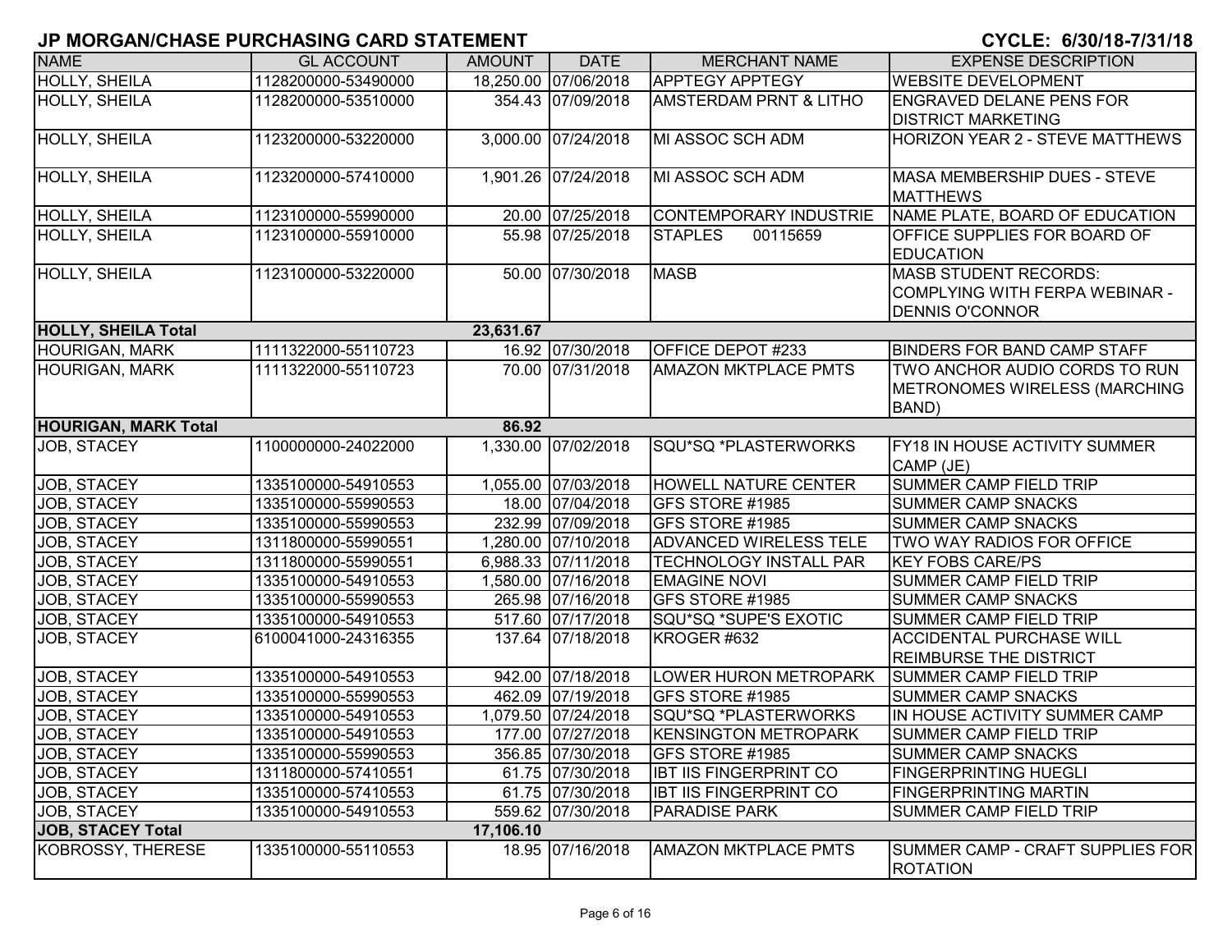# JP MORGAN/CHASE PURCHASING CARD STATEMENT

**CYCLE: 6/30/18-7/31/18**

| NAME | GL ACCOUNT | AMOUNT | DATE | MERCHANT NAME | EXPENSE DESCRIPTION |
|---|---|---|---|---|---|
| HOLLY, SHEILA | 1128200000-53490000 | 18,250.00 | 07/06/2018 | APPTEGY APPTEGY | WEBSITE DEVELOPMENT |
| HOLLY, SHEILA | 1128200000-53510000 | 354.43 | 07/09/2018 | AMSTERDAM PRNT & LITHO | ENGRAVED DELANE PENS FOR DISTRICT MARKETING |
| HOLLY, SHEILA | 1123200000-53220000 | 3,000.00 | 07/24/2018 | MI ASSOC SCH ADM | HORIZON YEAR 2 - STEVE MATTHEWS |
| HOLLY, SHEILA | 1123200000-57410000 | 1,901.26 | 07/24/2018 | MI ASSOC SCH ADM | MASA MEMBERSHIP DUES - STEVE MATTHEWS |
| HOLLY, SHEILA | 1123100000-55990000 | 20.00 | 07/25/2018 | CONTEMPORARY INDUSTRIE | NAME PLATE, BOARD OF EDUCATION |
| HOLLY, SHEILA | 1123100000-55910000 | 55.98 | 07/25/2018 | STAPLES 00115659 | OFFICE SUPPLIES FOR BOARD OF EDUCATION |
| HOLLY, SHEILA | 1123100000-53220000 | 50.00 | 07/30/2018 | MASB | MASB STUDENT RECORDS: COMPLYING WITH FERPA WEBINAR - DENNIS O'CONNOR |
| **HOLLY, SHEILA Total** | | **23,631.67** | | | |
| HOURIGAN, MARK | 1111322000-55110723 | 16.92 | 07/30/2018 | OFFICE DEPOT #233 | BINDERS FOR BAND CAMP STAFF |
| HOURIGAN, MARK | 1111322000-55110723 | 70.00 | 07/31/2018 | AMAZON MKTPLACE PMTS | TWO ANCHOR AUDIO CORDS TO RUN METRONOMES WIRELESS (MARCHING BAND) |
| **HOURIGAN, MARK Total** | | **86.92** | | | |
| JOB, STACEY | 1100000000-24022000 | 1,330.00 | 07/02/2018 | SQU*SQ *PLASTERWORKS | FY18 IN HOUSE ACTIVITY SUMMER CAMP (JE) |
| JOB, STACEY | 1335100000-54910553 | 1,055.00 | 07/03/2018 | HOWELL NATURE CENTER | SUMMER CAMP FIELD TRIP |
| JOB, STACEY | 1335100000-55990553 | 18.00 | 07/04/2018 | GFS STORE #1985 | SUMMER CAMP SNACKS |
| JOB, STACEY | 1335100000-55990553 | 232.99 | 07/09/2018 | GFS STORE #1985 | SUMMER CAMP SNACKS |
| JOB, STACEY | 1311800000-55990551 | 1,280.00 | 07/10/2018 | ADVANCED WIRELESS TELE | TWO WAY RADIOS FOR OFFICE |
| JOB, STACEY | 1311800000-55990551 | 6,988.33 | 07/11/2018 | TECHNOLOGY INSTALL PAR | KEY FOBS CARE/PS |
| JOB, STACEY | 1335100000-54910553 | 1,580.00 | 07/16/2018 | EMAGINE NOVI | SUMMER CAMP FIELD TRIP |
| JOB, STACEY | 1335100000-55990553 | 265.98 | 07/16/2018 | GFS STORE #1985 | SUMMER CAMP SNACKS |
| JOB, STACEY | 1335100000-54910553 | 517.60 | 07/17/2018 | SQU*SQ *SUPE'S EXOTIC | SUMMER CAMP FIELD TRIP |
| JOB, STACEY | 6100041000-24316355 | 137.64 | 07/18/2018 | KROGER #632 | ACCIDENTAL PURCHASE WILL REIMBURSE THE DISTRICT |
| JOB, STACEY | 1335100000-54910553 | 942.00 | 07/18/2018 | LOWER HURON METROPARK | SUMMER CAMP FIELD TRIP |
| JOB, STACEY | 1335100000-55990553 | 462.09 | 07/19/2018 | GFS STORE #1985 | SUMMER CAMP SNACKS |
| JOB, STACEY | 1335100000-54910553 | 1,079.50 | 07/24/2018 | SQU*SQ *PLASTERWORKS | IN HOUSE ACTIVITY SUMMER CAMP |
| JOB, STACEY | 1335100000-54910553 | 177.00 | 07/27/2018 | KENSINGTON METROPARK | SUMMER CAMP FIELD TRIP |
| JOB, STACEY | 1335100000-55990553 | 356.85 | 07/30/2018 | GFS STORE #1985 | SUMMER CAMP SNACKS |
| JOB, STACEY | 1311800000-57410551 | 61.75 | 07/30/2018 | IBT IIS FINGERPRINT CO | FINGERPRINTING HUEGLI |
| JOB, STACEY | 1335100000-57410553 | 61.75 | 07/30/2018 | IBT IIS FINGERPRINT CO | FINGERPRINTING MARTIN |
| JOB, STACEY | 1335100000-54910553 | 559.62 | 07/30/2018 | PARADISE PARK | SUMMER CAMP FIELD TRIP |
| **JOB, STACEY Total** | | **17,106.10** | | | |
| KOBROSSY, THERESE | 1335100000-55110553 | 18.95 | 07/16/2018 | AMAZON MKTPLACE PMTS | SUMMER CAMP - CRAFT SUPPLIES FOR ROTATION |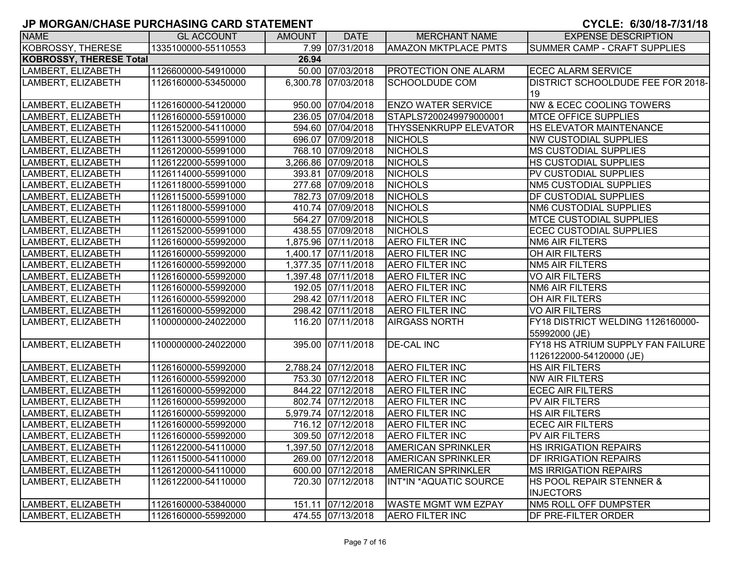**JP MORGAN/CHASE PURCHASING CARD STATEMENT** **CYCLE: 6/30/18-7/31/18**

| NAME | GL ACCOUNT | AMOUNT | DATE | MERCHANT NAME | EXPENSE DESCRIPTION |
|---|---|---|---|---|---|
| KOBROSSY, THERESE | 1335100000-55110553 | 7.99 | 07/31/2018 | AMAZON MKTPLACE PMTS | SUMMER CAMP - CRAFT SUPPLIES |
| **KOBROSSY, THERESE Total** | | **26.94** | | | |
| LAMBERT, ELIZABETH | 1126600000-54910000 | 50.00 | 07/03/2018 | PROTECTION ONE ALARM | ECEC ALARM SERVICE |
| LAMBERT, ELIZABETH | 1126160000-53450000 | 6,300.78 | 07/03/2018 | SCHOOLDUDE COM | DISTRICT SCHOOLDUDE FEE FOR 2018-19 |
| LAMBERT, ELIZABETH | 1126160000-54120000 | 950.00 | 07/04/2018 | ENZO WATER SERVICE | NW & ECEC COOLING TOWERS |
| LAMBERT, ELIZABETH | 1126160000-55910000 | 236.05 | 07/04/2018 | STAPLS7200249979000001 | MTCE OFFICE SUPPLIES |
| LAMBERT, ELIZABETH | 1126152000-54110000 | 594.60 | 07/04/2018 | THYSSENKRUPP ELEVATOR | HS ELEVATOR MAINTENANCE |
| LAMBERT, ELIZABETH | 1126113000-55991000 | 696.07 | 07/09/2018 | NICHOLS | NW CUSTODIAL SUPPLIES |
| LAMBERT, ELIZABETH | 1126120000-55991000 | 768.10 | 07/09/2018 | NICHOLS | MS CUSTODIAL SUPPLIES |
| LAMBERT, ELIZABETH | 1126122000-55991000 | 3,266.86 | 07/09/2018 | NICHOLS | HS CUSTODIAL SUPPLIES |
| LAMBERT, ELIZABETH | 1126114000-55991000 | 393.81 | 07/09/2018 | NICHOLS | PV CUSTODIAL SUPPLIES |
| LAMBERT, ELIZABETH | 1126118000-55991000 | 277.68 | 07/09/2018 | NICHOLS | NM5 CUSTODIAL SUPPLIES |
| LAMBERT, ELIZABETH | 1126115000-55991000 | 782.73 | 07/09/2018 | NICHOLS | DF CUSTODIAL SUPPLIES |
| LAMBERT, ELIZABETH | 1126118000-55991000 | 410.74 | 07/09/2018 | NICHOLS | NM6 CUSTODIAL SUPPLIES |
| LAMBERT, ELIZABETH | 1126160000-55991000 | 564.27 | 07/09/2018 | NICHOLS | MTCE CUSTODIAL SUPPLIES |
| LAMBERT, ELIZABETH | 1126152000-55991000 | 438.55 | 07/09/2018 | NICHOLS | ECEC CUSTODIAL SUPPLIES |
| LAMBERT, ELIZABETH | 1126160000-55992000 | 1,875.96 | 07/11/2018 | AERO FILTER INC | NM6 AIR FILTERS |
| LAMBERT, ELIZABETH | 1126160000-55992000 | 1,400.17 | 07/11/2018 | AERO FILTER INC | OH AIR FILTERS |
| LAMBERT, ELIZABETH | 1126160000-55992000 | 1,377.35 | 07/11/2018 | AERO FILTER INC | NM5 AIR FILTERS |
| LAMBERT, ELIZABETH | 1126160000-55992000 | 1,397.48 | 07/11/2018 | AERO FILTER INC | VO AIR FILTERS |
| LAMBERT, ELIZABETH | 1126160000-55992000 | 192.05 | 07/11/2018 | AERO FILTER INC | NM6 AIR FILTERS |
| LAMBERT, ELIZABETH | 1126160000-55992000 | 298.42 | 07/11/2018 | AERO FILTER INC | OH AIR FILTERS |
| LAMBERT, ELIZABETH | 1126160000-55992000 | 298.42 | 07/11/2018 | AERO FILTER INC | VO AIR FILTERS |
| LAMBERT, ELIZABETH | 1100000000-24022000 | 116.20 | 07/11/2018 | AIRGASS NORTH | FY18 DISTRICT WELDING 1126160000-55992000 (JE) |
| LAMBERT, ELIZABETH | 1100000000-24022000 | 395.00 | 07/11/2018 | DE-CAL INC | FY18 HS ATRIUM SUPPLY FAN FAILURE 1126122000-54120000 (JE) |
| LAMBERT, ELIZABETH | 1126160000-55992000 | 2,788.24 | 07/12/2018 | AERO FILTER INC | HS AIR FILTERS |
| LAMBERT, ELIZABETH | 1126160000-55992000 | 753.30 | 07/12/2018 | AERO FILTER INC | NW AIR FILTERS |
| LAMBERT, ELIZABETH | 1126160000-55992000 | 844.22 | 07/12/2018 | AERO FILTER INC | ECEC AIR FILTERS |
| LAMBERT, ELIZABETH | 1126160000-55992000 | 802.74 | 07/12/2018 | AERO FILTER INC | PV AIR FILTERS |
| LAMBERT, ELIZABETH | 1126160000-55992000 | 5,979.74 | 07/12/2018 | AERO FILTER INC | HS AIR FILTERS |
| LAMBERT, ELIZABETH | 1126160000-55992000 | 716.12 | 07/12/2018 | AERO FILTER INC | ECEC AIR FILTERS |
| LAMBERT, ELIZABETH | 1126160000-55992000 | 309.50 | 07/12/2018 | AERO FILTER INC | PV AIR FILTERS |
| LAMBERT, ELIZABETH | 1126122000-54110000 | 1,397.50 | 07/12/2018 | AMERICAN SPRINKLER | HS IRRIGATION REPAIRS |
| LAMBERT, ELIZABETH | 1126115000-54110000 | 269.00 | 07/12/2018 | AMERICAN SPRINKLER | DF IRRIGATION REPAIRS |
| LAMBERT, ELIZABETH | 1126120000-54110000 | 600.00 | 07/12/2018 | AMERICAN SPRINKLER | MS IRRIGATION REPAIRS |
| LAMBERT, ELIZABETH | 1126122000-54110000 | 720.30 | 07/12/2018 | INT*IN *AQUATIC SOURCE | HS POOL REPAIR STENNER & INJECTORS |
| LAMBERT, ELIZABETH | 1126160000-53840000 | 151.11 | 07/12/2018 | WASTE MGMT WM EZPAY | NM5 ROLL OFF DUMPSTER |
| LAMBERT, ELIZABETH | 1126160000-55992000 | 474.55 | 07/13/2018 | AERO FILTER INC | DF PRE-FILTER ORDER |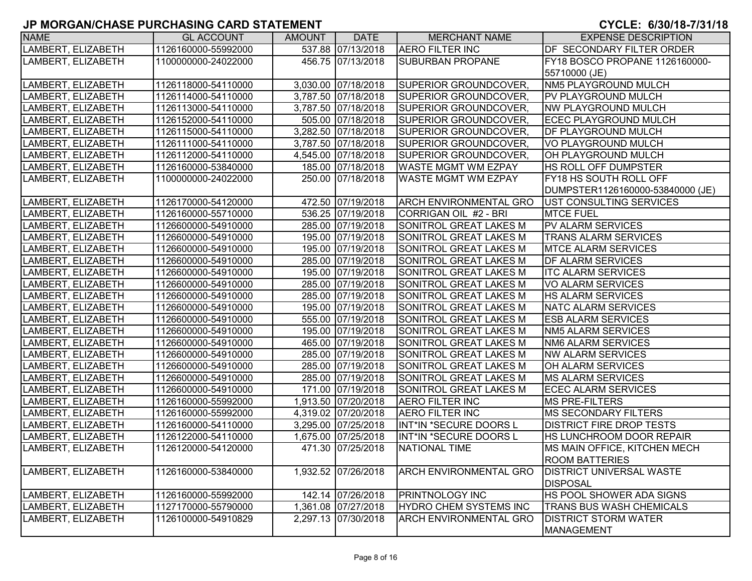# JP MORGAN/CHASE PURCHASING CARD STATEMENT

CYCLE: 6/30/18-7/31/18

| NAME | GL ACCOUNT | AMOUNT | DATE | MERCHANT NAME | EXPENSE DESCRIPTION |
|---|---|---|---|---|---|
| LAMBERT, ELIZABETH | 1126160000-55992000 | 537.88 | 07/13/2018 | AERO FILTER INC | DF SECONDARY FILTER ORDER |
| LAMBERT, ELIZABETH | 1100000000-24022000 | 456.75 | 07/13/2018 | SUBURBAN PROPANE | FY18 BOSCO PROPANE 1126160000-55710000 (JE) |
| LAMBERT, ELIZABETH | 1126118000-54110000 | 3,030.00 | 07/18/2018 | SUPERIOR GROUNDCOVER, | NM5 PLAYGROUND MULCH |
| LAMBERT, ELIZABETH | 1126114000-54110000 | 3,787.50 | 07/18/2018 | SUPERIOR GROUNDCOVER, | PV PLAYGROUND MULCH |
| LAMBERT, ELIZABETH | 1126113000-54110000 | 3,787.50 | 07/18/2018 | SUPERIOR GROUNDCOVER, | NW PLAYGROUND MULCH |
| LAMBERT, ELIZABETH | 1126152000-54110000 | 505.00 | 07/18/2018 | SUPERIOR GROUNDCOVER, | ECEC PLAYGROUND MULCH |
| LAMBERT, ELIZABETH | 1126115000-54110000 | 3,282.50 | 07/18/2018 | SUPERIOR GROUNDCOVER, | DF PLAYGROUND MULCH |
| LAMBERT, ELIZABETH | 1126111000-54110000 | 3,787.50 | 07/18/2018 | SUPERIOR GROUNDCOVER, | VO PLAYGROUND MULCH |
| LAMBERT, ELIZABETH | 1126112000-54110000 | 4,545.00 | 07/18/2018 | SUPERIOR GROUNDCOVER, | OH PLAYGROUND MULCH |
| LAMBERT, ELIZABETH | 1126160000-53840000 | 185.00 | 07/18/2018 | WASTE MGMT WM EZPAY | HS ROLL OFF DUMPSTER |
| LAMBERT, ELIZABETH | 1100000000-24022000 | 250.00 | 07/18/2018 | WASTE MGMT WM EZPAY | FY18 HS SOUTH ROLL OFF DUMPSTER1126160000-53840000 (JE) |
| LAMBERT, ELIZABETH | 1126170000-54120000 | 472.50 | 07/19/2018 | ARCH ENVIRONMENTAL GRO | UST CONSULTING SERVICES |
| LAMBERT, ELIZABETH | 1126160000-55710000 | 536.25 | 07/19/2018 | CORRIGAN OIL #2 - BRI | MTCE FUEL |
| LAMBERT, ELIZABETH | 1126600000-54910000 | 285.00 | 07/19/2018 | SONITROL GREAT LAKES M | PV ALARM SERVICES |
| LAMBERT, ELIZABETH | 1126600000-54910000 | 195.00 | 07/19/2018 | SONITROL GREAT LAKES M | TRANS ALARM SERVICES |
| LAMBERT, ELIZABETH | 1126600000-54910000 | 195.00 | 07/19/2018 | SONITROL GREAT LAKES M | MTCE ALARM SERVICES |
| LAMBERT, ELIZABETH | 1126600000-54910000 | 285.00 | 07/19/2018 | SONITROL GREAT LAKES M | DF ALARM SERVICES |
| LAMBERT, ELIZABETH | 1126600000-54910000 | 195.00 | 07/19/2018 | SONITROL GREAT LAKES M | ITC ALARM SERVICES |
| LAMBERT, ELIZABETH | 1126600000-54910000 | 285.00 | 07/19/2018 | SONITROL GREAT LAKES M | VO ALARM SERVICES |
| LAMBERT, ELIZABETH | 1126600000-54910000 | 285.00 | 07/19/2018 | SONITROL GREAT LAKES M | HS ALARM SERVICES |
| LAMBERT, ELIZABETH | 1126600000-54910000 | 195.00 | 07/19/2018 | SONITROL GREAT LAKES M | NATC ALARM SERVICES |
| LAMBERT, ELIZABETH | 1126600000-54910000 | 555.00 | 07/19/2018 | SONITROL GREAT LAKES M | ESB ALARM SERVICES |
| LAMBERT, ELIZABETH | 1126600000-54910000 | 195.00 | 07/19/2018 | SONITROL GREAT LAKES M | NM5 ALARM SERVICES |
| LAMBERT, ELIZABETH | 1126600000-54910000 | 465.00 | 07/19/2018 | SONITROL GREAT LAKES M | NM6 ALARM SERVICES |
| LAMBERT, ELIZABETH | 1126600000-54910000 | 285.00 | 07/19/2018 | SONITROL GREAT LAKES M | NW ALARM SERVICES |
| LAMBERT, ELIZABETH | 1126600000-54910000 | 285.00 | 07/19/2018 | SONITROL GREAT LAKES M | OH ALARM SERVICES |
| LAMBERT, ELIZABETH | 1126600000-54910000 | 285.00 | 07/19/2018 | SONITROL GREAT LAKES M | MS ALARM SERVICES |
| LAMBERT, ELIZABETH | 1126600000-54910000 | 171.00 | 07/19/2018 | SONITROL GREAT LAKES M | ECEC ALARM SERVICES |
| LAMBERT, ELIZABETH | 1126160000-55992000 | 1,913.50 | 07/20/2018 | AERO FILTER INC | MS PRE-FILTERS |
| LAMBERT, ELIZABETH | 1126160000-55992000 | 4,319.02 | 07/20/2018 | AERO FILTER INC | MS SECONDARY FILTERS |
| LAMBERT, ELIZABETH | 1126160000-54110000 | 3,295.00 | 07/25/2018 | INT*IN *SECURE DOORS L | DISTRICT FIRE DROP TESTS |
| LAMBERT, ELIZABETH | 1126122000-54110000 | 1,675.00 | 07/25/2018 | INT*IN *SECURE DOORS L | HS LUNCHROOM DOOR REPAIR |
| LAMBERT, ELIZABETH | 1126120000-54120000 | 471.30 | 07/25/2018 | NATIONAL TIME | MS MAIN OFFICE, KITCHEN MECH ROOM BATTERIES |
| LAMBERT, ELIZABETH | 1126160000-53840000 | 1,932.52 | 07/26/2018 | ARCH ENVIRONMENTAL GRO | DISTRICT UNIVERSAL WASTE DISPOSAL |
| LAMBERT, ELIZABETH | 1126160000-55992000 | 142.14 | 07/26/2018 | PRINTNOLOGY INC | HS POOL SHOWER ADA SIGNS |
| LAMBERT, ELIZABETH | 1127170000-55790000 | 1,361.08 | 07/27/2018 | HYDRO CHEM SYSTEMS INC | TRANS BUS WASH CHEMICALS |
| LAMBERT, ELIZABETH | 1126100000-54910829 | 2,297.13 | 07/30/2018 | ARCH ENVIRONMENTAL GRO | DISTRICT STORM WATER MANAGEMENT |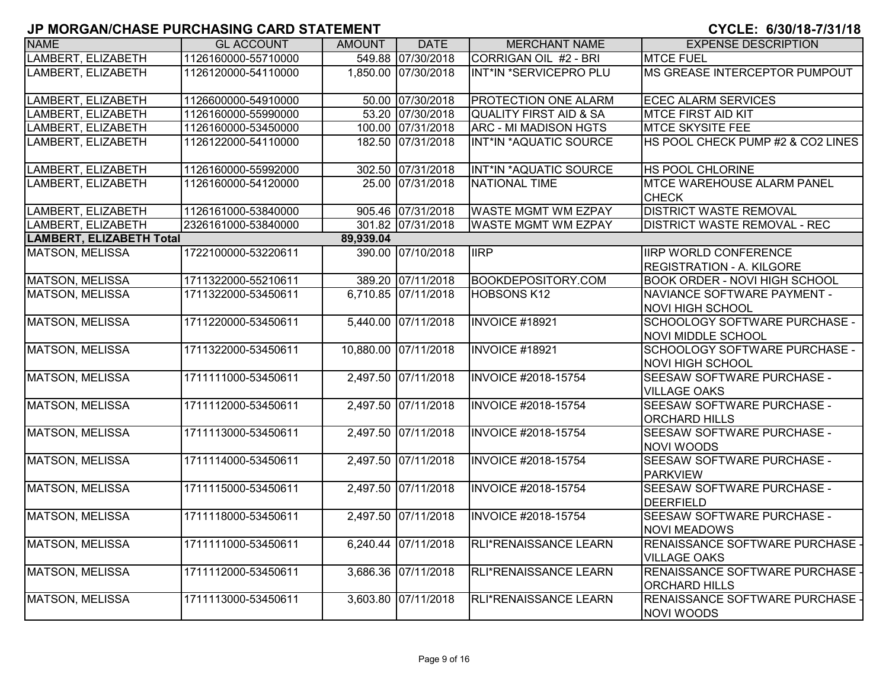## JP MORGAN/CHASE PURCHASING CARD STATEMENT

**CYCLE: 6/30/18-7/31/18**

| NAME | GL ACCOUNT | AMOUNT | DATE | MERCHANT NAME | EXPENSE DESCRIPTION |
|---|---|---|---|---|---|
| LAMBERT, ELIZABETH | 1126160000-55710000 | 549.88 | 07/30/2018 | CORRIGAN OIL #2 - BRI | MTCE FUEL |
| LAMBERT, ELIZABETH | 1126120000-54110000 | 1,850.00 | 07/30/2018 | INT*IN *SERVICEPRO PLU | MS GREASE INTERCEPTOR PUMPOUT |
| LAMBERT, ELIZABETH | 1126600000-54910000 | 50.00 | 07/30/2018 | PROTECTION ONE ALARM | ECEC ALARM SERVICES |
| LAMBERT, ELIZABETH | 1126160000-55990000 | 53.20 | 07/30/2018 | QUALITY FIRST AID & SA | MTCE FIRST AID KIT |
| LAMBERT, ELIZABETH | 1126160000-53450000 | 100.00 | 07/31/2018 | ARC - MI MADISON HGTS | MTCE SKYSITE FEE |
| LAMBERT, ELIZABETH | 1126122000-54110000 | 182.50 | 07/31/2018 | INT*IN *AQUATIC SOURCE | HS POOL CHECK PUMP #2 & CO2 LINES |
| LAMBERT, ELIZABETH | 1126160000-55992000 | 302.50 | 07/31/2018 | INT*IN *AQUATIC SOURCE | HS POOL CHLORINE |
| LAMBERT, ELIZABETH | 1126160000-54120000 | 25.00 | 07/31/2018 | NATIONAL TIME | MTCE WAREHOUSE ALARM PANEL CHECK |
| LAMBERT, ELIZABETH | 1126161000-53840000 | 905.46 | 07/31/2018 | WASTE MGMT WM EZPAY | DISTRICT WASTE REMOVAL |
| LAMBERT, ELIZABETH | 2326161000-53840000 | 301.82 | 07/31/2018 | WASTE MGMT WM EZPAY | DISTRICT WASTE REMOVAL - REC |
| **LAMBERT, ELIZABETH Total** | | **89,939.04** | | | |
| MATSON, MELISSA | 1722100000-53220611 | 390.00 | 07/10/2018 | IIRP | IIRP WORLD CONFERENCE REGISTRATION - A. KILGORE |
| MATSON, MELISSA | 1711322000-55210611 | 389.20 | 07/11/2018 | BOOKDEPOSITORY.COM | BOOK ORDER - NOVI HIGH SCHOOL |
| MATSON, MELISSA | 1711322000-53450611 | 6,710.85 | 07/11/2018 | HOBSONS K12 | NAVIANCE SOFTWARE PAYMENT - NOVI HIGH SCHOOL |
| MATSON, MELISSA | 1711220000-53450611 | 5,440.00 | 07/11/2018 | INVOICE #18921 | SCHOOLOGY SOFTWARE PURCHASE - NOVI MIDDLE SCHOOL |
| MATSON, MELISSA | 1711322000-53450611 | 10,880.00 | 07/11/2018 | INVOICE #18921 | SCHOOLOGY SOFTWARE PURCHASE - NOVI HIGH SCHOOL |
| MATSON, MELISSA | 1711111000-53450611 | 2,497.50 | 07/11/2018 | INVOICE #2018-15754 | SEESAW SOFTWARE PURCHASE - VILLAGE OAKS |
| MATSON, MELISSA | 1711112000-53450611 | 2,497.50 | 07/11/2018 | INVOICE #2018-15754 | SEESAW SOFTWARE PURCHASE - ORCHARD HILLS |
| MATSON, MELISSA | 1711113000-53450611 | 2,497.50 | 07/11/2018 | INVOICE #2018-15754 | SEESAW SOFTWARE PURCHASE - NOVI WOODS |
| MATSON, MELISSA | 1711114000-53450611 | 2,497.50 | 07/11/2018 | INVOICE #2018-15754 | SEESAW SOFTWARE PURCHASE - PARKVIEW |
| MATSON, MELISSA | 1711115000-53450611 | 2,497.50 | 07/11/2018 | INVOICE #2018-15754 | SEESAW SOFTWARE PURCHASE - DEERFIELD |
| MATSON, MELISSA | 1711118000-53450611 | 2,497.50 | 07/11/2018 | INVOICE #2018-15754 | SEESAW SOFTWARE PURCHASE - NOVI MEADOWS |
| MATSON, MELISSA | 1711111000-53450611 | 6,240.44 | 07/11/2018 | RLI*RENAISSANCE LEARN | RENAISSANCE SOFTWARE PURCHASE - VILLAGE OAKS |
| MATSON, MELISSA | 1711112000-53450611 | 3,686.36 | 07/11/2018 | RLI*RENAISSANCE LEARN | RENAISSANCE SOFTWARE PURCHASE - ORCHARD HILLS |
| MATSON, MELISSA | 1711113000-53450611 | 3,603.80 | 07/11/2018 | RLI*RENAISSANCE LEARN | RENAISSANCE SOFTWARE PURCHASE - NOVI WOODS |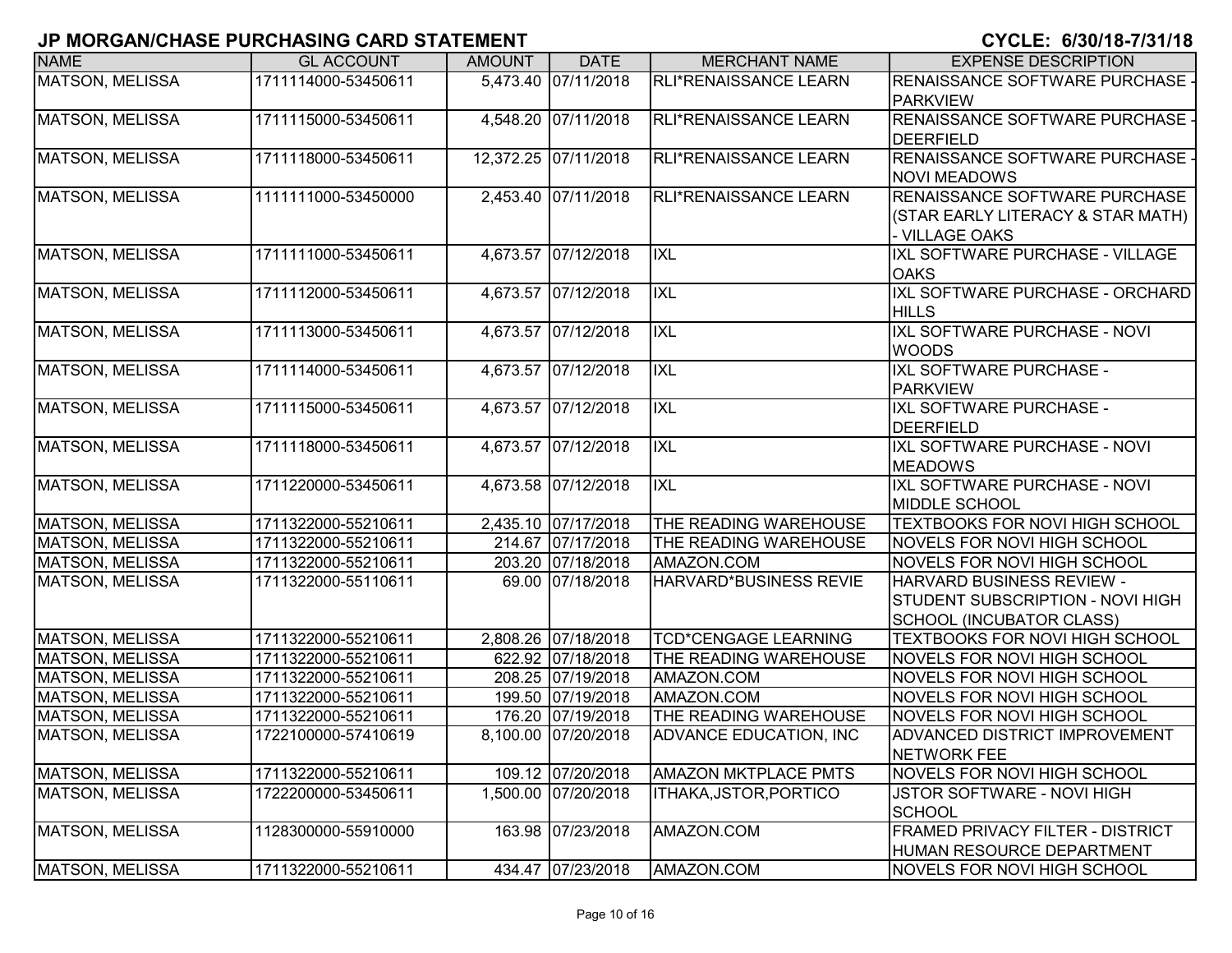## JP MORGAN/CHASE PURCHASING CARD STATEMENT

## CYCLE: 6/30/18-7/31/18

| NAME | GL ACCOUNT | AMOUNT | DATE | MERCHANT NAME | EXPENSE DESCRIPTION |
|---|---|---|---|---|---|
| MATSON, MELISSA | 1711114000-53450611 | 5,473.40 | 07/11/2018 | RLI*RENAISSANCE LEARN | RENAISSANCE SOFTWARE PURCHASE - PARKVIEW |
| MATSON, MELISSA | 1711115000-53450611 | 4,548.20 | 07/11/2018 | RLI*RENAISSANCE LEARN | RENAISSANCE SOFTWARE PURCHASE - DEERFIELD |
| MATSON, MELISSA | 1711118000-53450611 | 12,372.25 | 07/11/2018 | RLI*RENAISSANCE LEARN | RENAISSANCE SOFTWARE PURCHASE - NOVI MEADOWS |
| MATSON, MELISSA | 1111111000-53450000 | 2,453.40 | 07/11/2018 | RLI*RENAISSANCE LEARN | RENAISSANCE SOFTWARE PURCHASE (STAR EARLY LITERACY & STAR MATH) - VILLAGE OAKS |
| MATSON, MELISSA | 1711111000-53450611 | 4,673.57 | 07/12/2018 | IXL | IXL SOFTWARE PURCHASE - VILLAGE OAKS |
| MATSON, MELISSA | 1711112000-53450611 | 4,673.57 | 07/12/2018 | IXL | IXL SOFTWARE PURCHASE - ORCHARD HILLS |
| MATSON, MELISSA | 1711113000-53450611 | 4,673.57 | 07/12/2018 | IXL | IXL SOFTWARE PURCHASE - NOVI WOODS |
| MATSON, MELISSA | 1711114000-53450611 | 4,673.57 | 07/12/2018 | IXL | IXL SOFTWARE PURCHASE - PARKVIEW |
| MATSON, MELISSA | 1711115000-53450611 | 4,673.57 | 07/12/2018 | IXL | IXL SOFTWARE PURCHASE - DEERFIELD |
| MATSON, MELISSA | 1711118000-53450611 | 4,673.57 | 07/12/2018 | IXL | IXL SOFTWARE PURCHASE - NOVI MEADOWS |
| MATSON, MELISSA | 1711220000-53450611 | 4,673.58 | 07/12/2018 | IXL | IXL SOFTWARE PURCHASE - NOVI MIDDLE SCHOOL |
| MATSON, MELISSA | 1711322000-55210611 | 2,435.10 | 07/17/2018 | THE READING WAREHOUSE | TEXTBOOKS FOR NOVI HIGH SCHOOL |
| MATSON, MELISSA | 1711322000-55210611 | 214.67 | 07/17/2018 | THE READING WAREHOUSE | NOVELS FOR NOVI HIGH SCHOOL |
| MATSON, MELISSA | 1711322000-55210611 | 203.20 | 07/18/2018 | AMAZON.COM | NOVELS FOR NOVI HIGH SCHOOL |
| MATSON, MELISSA | 1711322000-55110611 | 69.00 | 07/18/2018 | HARVARD*BUSINESS REVIE | HARVARD BUSINESS REVIEW - STUDENT SUBSCRIPTION - NOVI HIGH SCHOOL (INCUBATOR CLASS) |
| MATSON, MELISSA | 1711322000-55210611 | 2,808.26 | 07/18/2018 | TCD*CENGAGE LEARNING | TEXTBOOKS FOR NOVI HIGH SCHOOL |
| MATSON, MELISSA | 1711322000-55210611 | 622.92 | 07/18/2018 | THE READING WAREHOUSE | NOVELS FOR NOVI HIGH SCHOOL |
| MATSON, MELISSA | 1711322000-55210611 | 208.25 | 07/19/2018 | AMAZON.COM | NOVELS FOR NOVI HIGH SCHOOL |
| MATSON, MELISSA | 1711322000-55210611 | 199.50 | 07/19/2018 | AMAZON.COM | NOVELS FOR NOVI HIGH SCHOOL |
| MATSON, MELISSA | 1711322000-55210611 | 176.20 | 07/19/2018 | THE READING WAREHOUSE | NOVELS FOR NOVI HIGH SCHOOL |
| MATSON, MELISSA | 1722100000-57410619 | 8,100.00 | 07/20/2018 | ADVANCE EDUCATION, INC | ADVANCED DISTRICT IMPROVEMENT NETWORK FEE |
| MATSON, MELISSA | 1711322000-55210611 | 109.12 | 07/20/2018 | AMAZON MKTPLACE PMTS | NOVELS FOR NOVI HIGH SCHOOL |
| MATSON, MELISSA | 1722200000-53450611 | 1,500.00 | 07/20/2018 | ITHAKA,JSTOR,PORTICO | JSTOR SOFTWARE - NOVI HIGH SCHOOL |
| MATSON, MELISSA | 1128300000-55910000 | 163.98 | 07/23/2018 | AMAZON.COM | FRAMED PRIVACY FILTER - DISTRICT HUMAN RESOURCE DEPARTMENT |
| MATSON, MELISSA | 1711322000-55210611 | 434.47 | 07/23/2018 | AMAZON.COM | NOVELS FOR NOVI HIGH SCHOOL |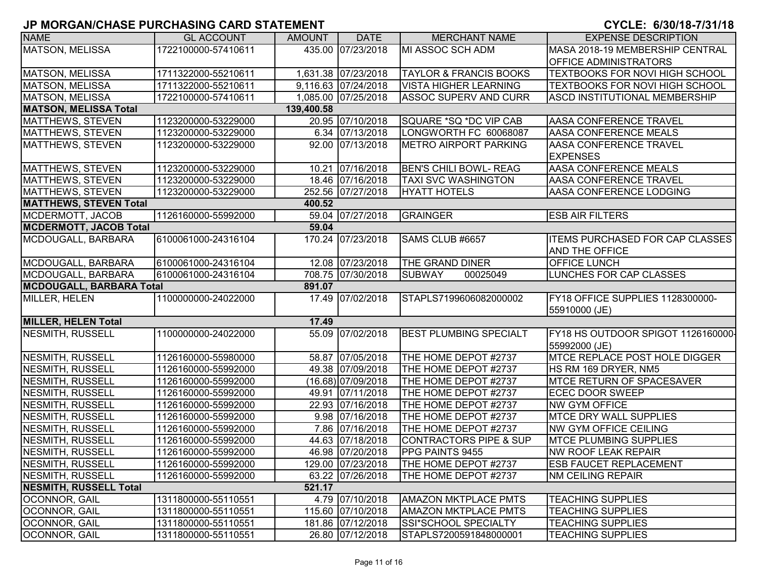# JP MORGAN/CHASE PURCHASING CARD STATEMENT

**CYCLE: 6/30/18-7/31/18**

| NAME | GL ACCOUNT | AMOUNT | DATE | MERCHANT NAME | EXPENSE DESCRIPTION |
|---|---|---|---|---|---|
| MATSON, MELISSA | 1722100000-57410611 | 435.00 | 07/23/2018 | MI ASSOC SCH ADM | MASA 2018-19 MEMBERSHIP CENTRAL OFFICE ADMINISTRATORS |
| MATSON, MELISSA | 1711322000-55210611 | 1,631.38 | 07/23/2018 | TAYLOR & FRANCIS BOOKS | TEXTBOOKS FOR NOVI HIGH SCHOOL |
| MATSON, MELISSA | 1711322000-55210611 | 9,116.63 | 07/24/2018 | VISTA HIGHER LEARNING | TEXTBOOKS FOR NOVI HIGH SCHOOL |
| MATSON, MELISSA | 1722100000-57410611 | 1,085.00 | 07/25/2018 | ASSOC SUPERV AND CURR | ASCD INSTITUTIONAL MEMBERSHIP |
| **MATSON, MELISSA Total** | | **139,400.58** | | | |
| MATTHEWS, STEVEN | 1123200000-53229000 | 20.95 | 07/10/2018 | SQUARE *SQ *DC VIP CAB | AASA CONFERENCE TRAVEL |
| MATTHEWS, STEVEN | 1123200000-53229000 | 6.34 | 07/13/2018 | LONGWORTH FC 60068087 | AASA CONFERENCE MEALS |
| MATTHEWS, STEVEN | 1123200000-53229000 | 92.00 | 07/13/2018 | METRO AIRPORT PARKING | AASA CONFERENCE TRAVEL EXPENSES |
| MATTHEWS, STEVEN | 1123200000-53229000 | 10.21 | 07/16/2018 | BEN'S CHILI BOWL- REAG | AASA CONFERENCE MEALS |
| MATTHEWS, STEVEN | 1123200000-53229000 | 18.46 | 07/16/2018 | TAXI SVC WASHINGTON | AASA CONFERENCE TRAVEL |
| MATTHEWS, STEVEN | 1123200000-53229000 | 252.56 | 07/27/2018 | HYATT HOTELS | AASA CONFERENCE LODGING |
| **MATTHEWS, STEVEN Total** | | **400.52** | | | |
| MCDERMOTT, JACOB | 1126160000-55992000 | 59.04 | 07/27/2018 | GRAINGER | ESB AIR FILTERS |
| **MCDERMOTT, JACOB Total** | | **59.04** | | | |
| MCDOUGALL, BARBARA | 6100061000-24316104 | 170.24 | 07/23/2018 | SAMS CLUB #6657 | ITEMS PURCHASED FOR CAP CLASSES AND THE OFFICE |
| MCDOUGALL, BARBARA | 6100061000-24316104 | 12.08 | 07/23/2018 | THE GRAND DINER | OFFICE LUNCH |
| MCDOUGALL, BARBARA | 6100061000-24316104 | 708.75 | 07/30/2018 | SUBWAY 00025049 | LUNCHES FOR CAP CLASSES |
| **MCDOUGALL, BARBARA Total** | | **891.07** | | | |
| MILLER, HELEN | 1100000000-24022000 | 17.49 | 07/02/2018 | STAPLS7199606082000002 | FY18 OFFICE SUPPLIES 1128300000-55910000 (JE) |
| **MILLER, HELEN Total** | | **17.49** | | | |
| NESMITH, RUSSELL | 1100000000-24022000 | 55.09 | 07/02/2018 | BEST PLUMBING SPECIALT | FY18 HS OUTDOOR SPIGOT 1126160000-55992000 (JE) |
| NESMITH, RUSSELL | 1126160000-55980000 | 58.87 | 07/05/2018 | THE HOME DEPOT #2737 | MTCE REPLACE POST HOLE DIGGER |
| NESMITH, RUSSELL | 1126160000-55992000 | 49.38 | 07/09/2018 | THE HOME DEPOT #2737 | HS RM 169 DRYER, NM5 |
| NESMITH, RUSSELL | 1126160000-55992000 | (16.68) | 07/09/2018 | THE HOME DEPOT #2737 | MTCE RETURN OF SPACESAVER |
| NESMITH, RUSSELL | 1126160000-55992000 | 49.91 | 07/11/2018 | THE HOME DEPOT #2737 | ECEC DOOR SWEEP |
| NESMITH, RUSSELL | 1126160000-55992000 | 22.93 | 07/16/2018 | THE HOME DEPOT #2737 | NW GYM OFFICE |
| NESMITH, RUSSELL | 1126160000-55992000 | 9.98 | 07/16/2018 | THE HOME DEPOT #2737 | MTCE DRY WALL SUPPLIES |
| NESMITH, RUSSELL | 1126160000-55992000 | 7.86 | 07/16/2018 | THE HOME DEPOT #2737 | NW GYM OFFICE CEILING |
| NESMITH, RUSSELL | 1126160000-55992000 | 44.63 | 07/18/2018 | CONTRACTORS PIPE & SUP | MTCE PLUMBING SUPPLIES |
| NESMITH, RUSSELL | 1126160000-55992000 | 46.98 | 07/20/2018 | PPG PAINTS 9455 | NW ROOF LEAK REPAIR |
| NESMITH, RUSSELL | 1126160000-55992000 | 129.00 | 07/23/2018 | THE HOME DEPOT #2737 | ESB FAUCET REPLACEMENT |
| NESMITH, RUSSELL | 1126160000-55992000 | 63.22 | 07/26/2018 | THE HOME DEPOT #2737 | NM CEILING REPAIR |
| **NESMITH, RUSSELL Total** | | **521.17** | | | |
| OCONNOR, GAIL | 1311800000-55110551 | 4.79 | 07/10/2018 | AMAZON MKTPLACE PMTS | TEACHING SUPPLIES |
| OCONNOR, GAIL | 1311800000-55110551 | 115.60 | 07/10/2018 | AMAZON MKTPLACE PMTS | TEACHING SUPPLIES |
| OCONNOR, GAIL | 1311800000-55110551 | 181.86 | 07/12/2018 | SSI*SCHOOL SPECIALTY | TEACHING SUPPLIES |
| OCONNOR, GAIL | 1311800000-55110551 | 26.80 | 07/12/2018 | STAPLS7200591848000001 | TEACHING SUPPLIES |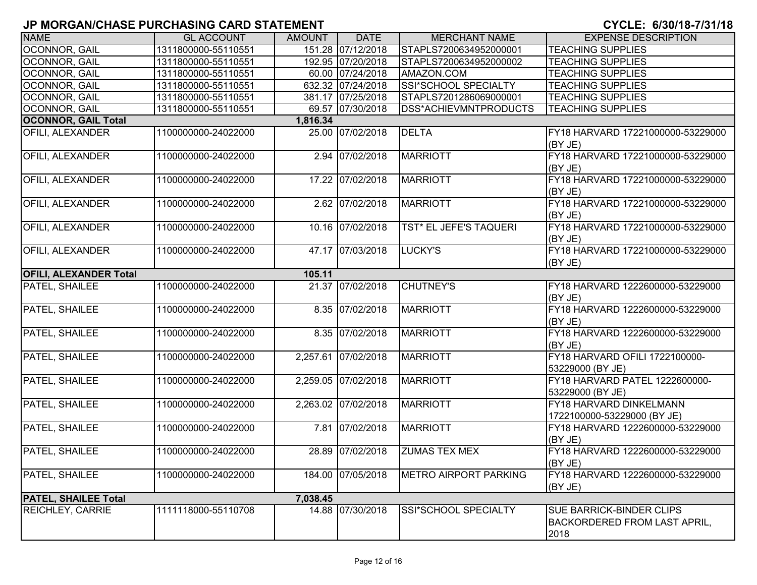## JP MORGAN/CHASE PURCHASING CARD STATEMENT

**CYCLE: 6/30/18-7/31/18**

| NAME | GL ACCOUNT | AMOUNT | DATE | MERCHANT NAME | EXPENSE DESCRIPTION |
|---|---|---|---|---|---|
| OCONNOR, GAIL | 1311800000-55110551 | 151.28 | 07/12/2018 | STAPLS7200634952000001 | TEACHING SUPPLIES |
| OCONNOR, GAIL | 1311800000-55110551 | 192.95 | 07/20/2018 | STAPLS7200634952000002 | TEACHING SUPPLIES |
| OCONNOR, GAIL | 1311800000-55110551 | 60.00 | 07/24/2018 | AMAZON.COM | TEACHING SUPPLIES |
| OCONNOR, GAIL | 1311800000-55110551 | 632.32 | 07/24/2018 | SSI*SCHOOL SPECIALTY | TEACHING SUPPLIES |
| OCONNOR, GAIL | 1311800000-55110551 | 381.17 | 07/25/2018 | STAPLS7201286069000001 | TEACHING SUPPLIES |
| OCONNOR, GAIL | 1311800000-55110551 | 69.57 | 07/30/2018 | DSS*ACHIEVMNTPRODUCTS | TEACHING SUPPLIES |
| **OCONNOR, GAIL Total** | | **1,816.34** | | | |
| OFILI, ALEXANDER | 1100000000-24022000 | 25.00 | 07/02/2018 | DELTA | FY18 HARVARD 17221000000-53229000 (BY JE) |
| OFILI, ALEXANDER | 1100000000-24022000 | 2.94 | 07/02/2018 | MARRIOTT | FY18 HARVARD 17221000000-53229000 (BY JE) |
| OFILI, ALEXANDER | 1100000000-24022000 | 17.22 | 07/02/2018 | MARRIOTT | FY18 HARVARD 17221000000-53229000 (BY JE) |
| OFILI, ALEXANDER | 1100000000-24022000 | 2.62 | 07/02/2018 | MARRIOTT | FY18 HARVARD 17221000000-53229000 (BY JE) |
| OFILI, ALEXANDER | 1100000000-24022000 | 10.16 | 07/02/2018 | TST* EL JEFE'S TAQUERI | FY18 HARVARD 17221000000-53229000 (BY JE) |
| OFILI, ALEXANDER | 1100000000-24022000 | 47.17 | 07/03/2018 | LUCKY'S | FY18 HARVARD 17221000000-53229000 (BY JE) |
| **OFILI, ALEXANDER Total** | | **105.11** | | | |
| PATEL, SHAILEE | 1100000000-24022000 | 21.37 | 07/02/2018 | CHUTNEY'S | FY18 HARVARD 1222600000-53229000 (BY JE) |
| PATEL, SHAILEE | 1100000000-24022000 | 8.35 | 07/02/2018 | MARRIOTT | FY18 HARVARD 1222600000-53229000 (BY JE) |
| PATEL, SHAILEE | 1100000000-24022000 | 8.35 | 07/02/2018 | MARRIOTT | FY18 HARVARD 1222600000-53229000 (BY JE) |
| PATEL, SHAILEE | 1100000000-24022000 | 2,257.61 | 07/02/2018 | MARRIOTT | FY18 HARVARD OFILI 1722100000-53229000 (BY JE) |
| PATEL, SHAILEE | 1100000000-24022000 | 2,259.05 | 07/02/2018 | MARRIOTT | FY18 HARVARD PATEL 1222600000-53229000 (BY JE) |
| PATEL, SHAILEE | 1100000000-24022000 | 2,263.02 | 07/02/2018 | MARRIOTT | FY18 HARVARD DINKELMANN 1722100000-53229000 (BY JE) |
| PATEL, SHAILEE | 1100000000-24022000 | 7.81 | 07/02/2018 | MARRIOTT | FY18 HARVARD 1222600000-53229000 (BY JE) |
| PATEL, SHAILEE | 1100000000-24022000 | 28.89 | 07/02/2018 | ZUMAS TEX MEX | FY18 HARVARD 1222600000-53229000 (BY JE) |
| PATEL, SHAILEE | 1100000000-24022000 | 184.00 | 07/05/2018 | METRO AIRPORT PARKING | FY18 HARVARD 1222600000-53229000 (BY JE) |
| **PATEL, SHAILEE Total** | | **7,038.45** | | | |
| REICHLEY, CARRIE | 1111118000-55110708 | 14.88 | 07/30/2018 | SSI*SCHOOL SPECIALTY | SUE BARRICK-BINDER CLIPS BACKORDERED FROM LAST APRIL, 2018 |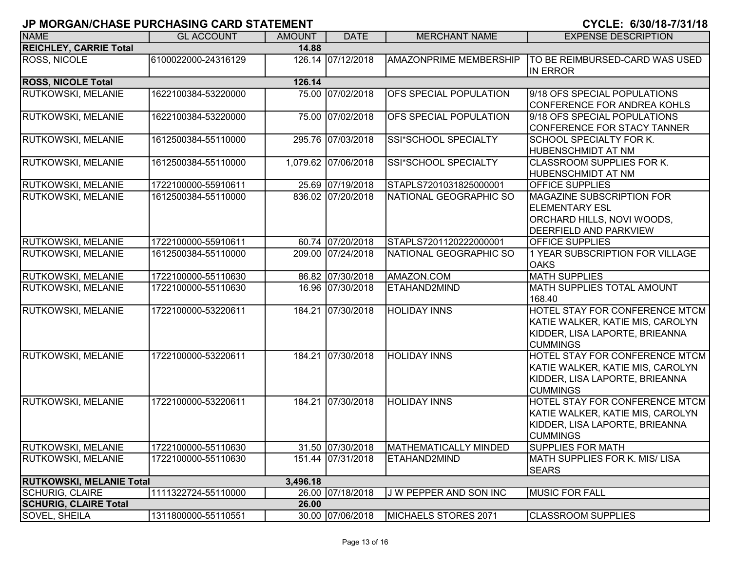## JP MORGAN/CHASE PURCHASING CARD STATEMENT

**CYCLE: 6/30/18-7/31/18**

| NAME | GL ACCOUNT | AMOUNT | DATE | MERCHANT NAME | EXPENSE DESCRIPTION |
|---|---|---|---|---|---|
| **REICHLEY, CARRIE Total** | | **14.88** | | | |
| ROSS, NICOLE | 6100022000-24316129 | 126.14 | 07/12/2018 | AMAZONPRIME MEMBERSHIP | TO BE REIMBURSED-CARD WAS USED IN ERROR |
| **ROSS, NICOLE Total** | | **126.14** | | | |
| RUTKOWSKI, MELANIE | 1622100384-53220000 | 75.00 | 07/02/2018 | OFS SPECIAL POPULATION | 9/18 OFS SPECIAL POPULATIONS CONFERENCE FOR ANDREA KOHLS |
| RUTKOWSKI, MELANIE | 1622100384-53220000 | 75.00 | 07/02/2018 | OFS SPECIAL POPULATION | 9/18 OFS SPECIAL POPULATIONS CONFERENCE FOR STACY TANNER |
| RUTKOWSKI, MELANIE | 1612500384-55110000 | 295.76 | 07/03/2018 | SSI*SCHOOL SPECIALTY | SCHOOL SPECIALTY FOR K. HUBENSCHMIDT AT NM |
| RUTKOWSKI, MELANIE | 1612500384-55110000 | 1,079.62 | 07/06/2018 | SSI*SCHOOL SPECIALTY | CLASSROOM SUPPLIES FOR K. HUBENSCHMIDT AT NM |
| RUTKOWSKI, MELANIE | 1722100000-55910611 | 25.69 | 07/19/2018 | STAPLS7201031825000001 | OFFICE SUPPLIES |
| RUTKOWSKI, MELANIE | 1612500384-55110000 | 836.02 | 07/20/2018 | NATIONAL GEOGRAPHIC SO | MAGAZINE SUBSCRIPTION FOR ELEMENTARY ESL ORCHARD HILLS, NOVI WOODS, DEERFIELD AND PARKVIEW |
| RUTKOWSKI, MELANIE | 1722100000-55910611 | 60.74 | 07/20/2018 | STAPLS7201120222000001 | OFFICE SUPPLIES |
| RUTKOWSKI, MELANIE | 1612500384-55110000 | 209.00 | 07/24/2018 | NATIONAL GEOGRAPHIC SO | 1 YEAR SUBSCRIPTION FOR VILLAGE OAKS |
| RUTKOWSKI, MELANIE | 1722100000-55110630 | 86.82 | 07/30/2018 | AMAZON.COM | MATH SUPPLIES |
| RUTKOWSKI, MELANIE | 1722100000-55110630 | 16.96 | 07/30/2018 | ETAHAND2MIND | MATH SUPPLIES TOTAL AMOUNT 168.40 |
| RUTKOWSKI, MELANIE | 1722100000-53220611 | 184.21 | 07/30/2018 | HOLIDAY INNS | HOTEL STAY FOR CONFERENCE MTCM KATIE WALKER, KATIE MIS, CAROLYN KIDDER, LISA LAPORTE, BRIEANNA CUMMINGS |
| RUTKOWSKI, MELANIE | 1722100000-53220611 | 184.21 | 07/30/2018 | HOLIDAY INNS | HOTEL STAY FOR CONFERENCE MTCM KATIE WALKER, KATIE MIS, CAROLYN KIDDER, LISA LAPORTE, BRIEANNA CUMMINGS |
| RUTKOWSKI, MELANIE | 1722100000-53220611 | 184.21 | 07/30/2018 | HOLIDAY INNS | HOTEL STAY FOR CONFERENCE MTCM KATIE WALKER, KATIE MIS, CAROLYN KIDDER, LISA LAPORTE, BRIEANNA CUMMINGS |
| RUTKOWSKI, MELANIE | 1722100000-55110630 | 31.50 | 07/30/2018 | MATHEMATICALLY MINDED | SUPPLIES FOR MATH |
| RUTKOWSKI, MELANIE | 1722100000-55110630 | 151.44 | 07/31/2018 | ETAHAND2MIND | MATH SUPPLIES FOR K. MIS/ LISA SEARS |
| **RUTKOWSKI, MELANIE Total** | | **3,496.18** | | | |
| SCHURIG, CLAIRE | 1111322724-55110000 | 26.00 | 07/18/2018 | J W PEPPER AND SON INC | MUSIC FOR FALL |
| **SCHURIG, CLAIRE Total** | | **26.00** | | | |
| SOVEL, SHEILA | 1311800000-55110551 | 30.00 | 07/06/2018 | MICHAELS STORES 2071 | CLASSROOM SUPPLIES |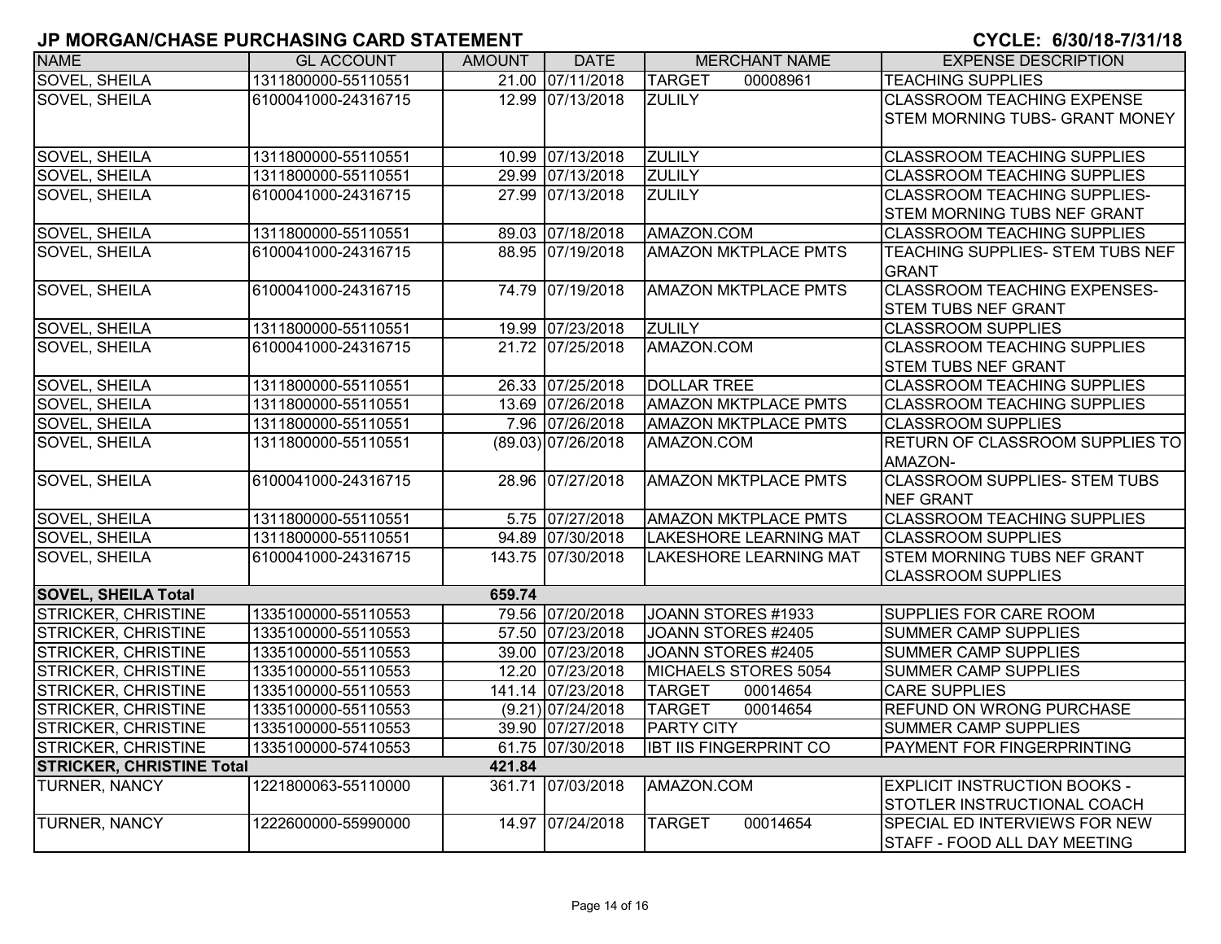# JP MORGAN/CHASE PURCHASING CARD STATEMENT

**CYCLE: 6/30/18-7/31/18**

| NAME | GL ACCOUNT | AMOUNT | DATE | MERCHANT NAME | EXPENSE DESCRIPTION |
|---|---|---|---|---|---|
| SOVEL, SHEILA | 1311800000-55110551 | 21.00 | 07/11/2018 | TARGET 00008961 | TEACHING SUPPLIES |
| SOVEL, SHEILA | 6100041000-24316715 | 12.99 | 07/13/2018 | ZULILY | CLASSROOM TEACHING EXPENSE STEM MORNING TUBS- GRANT MONEY |
| SOVEL, SHEILA | 1311800000-55110551 | 10.99 | 07/13/2018 | ZULILY | CLASSROOM TEACHING SUPPLIES |
| SOVEL, SHEILA | 1311800000-55110551 | 29.99 | 07/13/2018 | ZULILY | CLASSROOM TEACHING SUPPLIES |
| SOVEL, SHEILA | 6100041000-24316715 | 27.99 | 07/13/2018 | ZULILY | CLASSROOM TEACHING SUPPLIES- STEM MORNING TUBS NEF GRANT |
| SOVEL, SHEILA | 1311800000-55110551 | 89.03 | 07/18/2018 | AMAZON.COM | CLASSROOM TEACHING SUPPLIES |
| SOVEL, SHEILA | 6100041000-24316715 | 88.95 | 07/19/2018 | AMAZON MKTPLACE PMTS | TEACHING SUPPLIES- STEM TUBS NEF GRANT |
| SOVEL, SHEILA | 6100041000-24316715 | 74.79 | 07/19/2018 | AMAZON MKTPLACE PMTS | CLASSROOM TEACHING EXPENSES- STEM TUBS NEF GRANT |
| SOVEL, SHEILA | 1311800000-55110551 | 19.99 | 07/23/2018 | ZULILY | CLASSROOM SUPPLIES |
| SOVEL, SHEILA | 6100041000-24316715 | 21.72 | 07/25/2018 | AMAZON.COM | CLASSROOM TEACHING SUPPLIES STEM TUBS NEF GRANT |
| SOVEL, SHEILA | 1311800000-55110551 | 26.33 | 07/25/2018 | DOLLAR TREE | CLASSROOM TEACHING SUPPLIES |
| SOVEL, SHEILA | 1311800000-55110551 | 13.69 | 07/26/2018 | AMAZON MKTPLACE PMTS | CLASSROOM TEACHING SUPPLIES |
| SOVEL, SHEILA | 1311800000-55110551 | 7.96 | 07/26/2018 | AMAZON MKTPLACE PMTS | CLASSROOM SUPPLIES |
| SOVEL, SHEILA | 1311800000-55110551 | (89.03) | 07/26/2018 | AMAZON.COM | RETURN OF CLASSROOM SUPPLIES TO AMAZON- |
| SOVEL, SHEILA | 6100041000-24316715 | 28.96 | 07/27/2018 | AMAZON MKTPLACE PMTS | CLASSROOM SUPPLIES- STEM TUBS NEF GRANT |
| SOVEL, SHEILA | 1311800000-55110551 | 5.75 | 07/27/2018 | AMAZON MKTPLACE PMTS | CLASSROOM TEACHING SUPPLIES |
| SOVEL, SHEILA | 1311800000-55110551 | 94.89 | 07/30/2018 | LAKESHORE LEARNING MAT | CLASSROOM SUPPLIES |
| SOVEL, SHEILA | 6100041000-24316715 | 143.75 | 07/30/2018 | LAKESHORE LEARNING MAT | STEM MORNING TUBS NEF GRANT CLASSROOM SUPPLIES |
| **SOVEL, SHEILA Total** | | **659.74** | | | |
| STRICKER, CHRISTINE | 1335100000-55110553 | 79.56 | 07/20/2018 | JOANN STORES #1933 | SUPPLIES FOR CARE ROOM |
| STRICKER, CHRISTINE | 1335100000-55110553 | 57.50 | 07/23/2018 | JOANN STORES #2405 | SUMMER CAMP SUPPLIES |
| STRICKER, CHRISTINE | 1335100000-55110553 | 39.00 | 07/23/2018 | JOANN STORES #2405 | SUMMER CAMP SUPPLIES |
| STRICKER, CHRISTINE | 1335100000-55110553 | 12.20 | 07/23/2018 | MICHAELS STORES 5054 | SUMMER CAMP SUPPLIES |
| STRICKER, CHRISTINE | 1335100000-55110553 | 141.14 | 07/23/2018 | TARGET 00014654 | CARE SUPPLIES |
| STRICKER, CHRISTINE | 1335100000-55110553 | (9.21) | 07/24/2018 | TARGET 00014654 | REFUND ON WRONG PURCHASE |
| STRICKER, CHRISTINE | 1335100000-55110553 | 39.90 | 07/27/2018 | PARTY CITY | SUMMER CAMP SUPPLIES |
| STRICKER, CHRISTINE | 1335100000-57410553 | 61.75 | 07/30/2018 | IBT IIS FINGERPRINT CO | PAYMENT FOR FINGERPRINTING |
| **STRICKER, CHRISTINE Total** | | **421.84** | | | |
| TURNER, NANCY | 1221800063-55110000 | 361.71 | 07/03/2018 | AMAZON.COM | EXPLICIT INSTRUCTION BOOKS - STOTLER INSTRUCTIONAL COACH |
| TURNER, NANCY | 1222600000-55990000 | 14.97 | 07/24/2018 | TARGET 00014654 | SPECIAL ED INTERVIEWS FOR NEW STAFF - FOOD ALL DAY MEETING |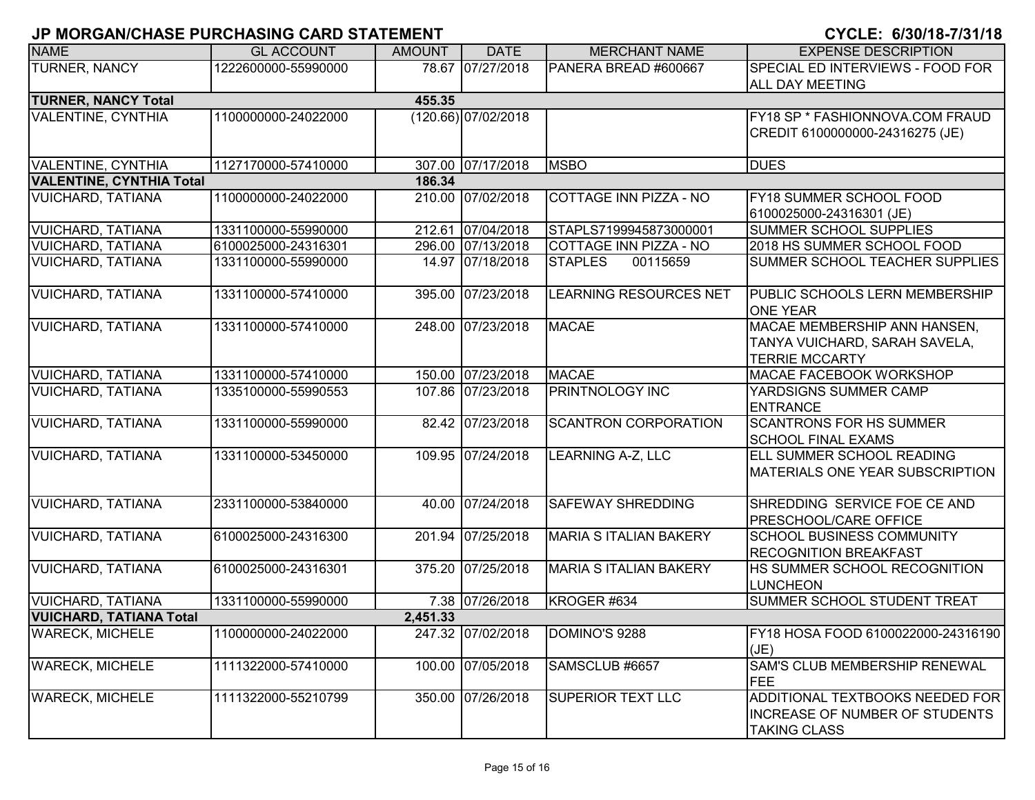## JP MORGAN/CHASE PURCHASING CARD STATEMENT

**CYCLE: 6/30/18-7/31/18**

| NAME | GL ACCOUNT | AMOUNT | DATE | MERCHANT NAME | EXPENSE DESCRIPTION |
|---|---|---|---|---|---|
| TURNER, NANCY | 1222600000-55990000 | 78.67 | 07/27/2018 | PANERA BREAD #600667 | SPECIAL ED INTERVIEWS - FOOD FOR ALL DAY MEETING |
| **TURNER, NANCY Total** | | **455.35** | | | |
| VALENTINE, CYNTHIA | 1100000000-24022000 | (120.66) | 07/02/2018 | | FY18 SP * FASHIONNOVA.COM FRAUD CREDIT 6100000000-24316275 (JE) |
| VALENTINE, CYNTHIA | 1127170000-57410000 | 307.00 | 07/17/2018 | MSBO | DUES |
| **VALENTINE, CYNTHIA Total** | | **186.34** | | | |
| VUICHARD, TATIANA | 1100000000-24022000 | 210.00 | 07/02/2018 | COTTAGE INN PIZZA - NO | FY18 SUMMER SCHOOL FOOD 6100025000-24316301 (JE) |
| VUICHARD, TATIANA | 1331100000-55990000 | 212.61 | 07/04/2018 | STAPLS7199945873000001 | SUMMER SCHOOL SUPPLIES |
| VUICHARD, TATIANA | 6100025000-24316301 | 296.00 | 07/13/2018 | COTTAGE INN PIZZA - NO | 2018 HS SUMMER SCHOOL FOOD |
| VUICHARD, TATIANA | 1331100000-55990000 | 14.97 | 07/18/2018 | STAPLES 00115659 | SUMMER SCHOOL TEACHER SUPPLIES |
| VUICHARD, TATIANA | 1331100000-57410000 | 395.00 | 07/23/2018 | LEARNING RESOURCES NET | PUBLIC SCHOOLS LERN MEMBERSHIP ONE YEAR |
| VUICHARD, TATIANA | 1331100000-57410000 | 248.00 | 07/23/2018 | MACAE | MACAE MEMBERSHIP ANN HANSEN, TANYA VUICHARD, SARAH SAVELA, TERRIE MCCARTY |
| VUICHARD, TATIANA | 1331100000-57410000 | 150.00 | 07/23/2018 | MACAE | MACAE FACEBOOK WORKSHOP |
| VUICHARD, TATIANA | 1335100000-55990553 | 107.86 | 07/23/2018 | PRINTNOLOGY INC | YARDSIGNS SUMMER CAMP ENTRANCE |
| VUICHARD, TATIANA | 1331100000-55990000 | 82.42 | 07/23/2018 | SCANTRON CORPORATION | SCANTRONS FOR HS SUMMER SCHOOL FINAL EXAMS |
| VUICHARD, TATIANA | 1331100000-53450000 | 109.95 | 07/24/2018 | LEARNING A-Z, LLC | ELL SUMMER SCHOOL READING MATERIALS ONE YEAR SUBSCRIPTION |
| VUICHARD, TATIANA | 2331100000-53840000 | 40.00 | 07/24/2018 | SAFEWAY SHREDDING | SHREDDING SERVICE FOE CE AND PRESCHOOL/CARE OFFICE |
| VUICHARD, TATIANA | 6100025000-24316300 | 201.94 | 07/25/2018 | MARIA S ITALIAN BAKERY | SCHOOL BUSINESS COMMUNITY RECOGNITION BREAKFAST |
| VUICHARD, TATIANA | 6100025000-24316301 | 375.20 | 07/25/2018 | MARIA S ITALIAN BAKERY | HS SUMMER SCHOOL RECOGNITION LUNCHEON |
| VUICHARD, TATIANA | 1331100000-55990000 | 7.38 | 07/26/2018 | KROGER #634 | SUMMER SCHOOL STUDENT TREAT |
| **VUICHARD, TATIANA Total** | | **2,451.33** | | | |
| WARECK, MICHELE | 1100000000-24022000 | 247.32 | 07/02/2018 | DOMINO'S 9288 | FY18 HOSA FOOD 6100022000-24316190 (JE) |
| WARECK, MICHELE | 1111322000-57410000 | 100.00 | 07/05/2018 | SAMSCLUB #6657 | SAM'S CLUB MEMBERSHIP RENEWAL FEE |
| WARECK, MICHELE | 1111322000-55210799 | 350.00 | 07/26/2018 | SUPERIOR TEXT LLC | ADDITIONAL TEXTBOOKS NEEDED FOR INCREASE OF NUMBER OF STUDENTS TAKING CLASS |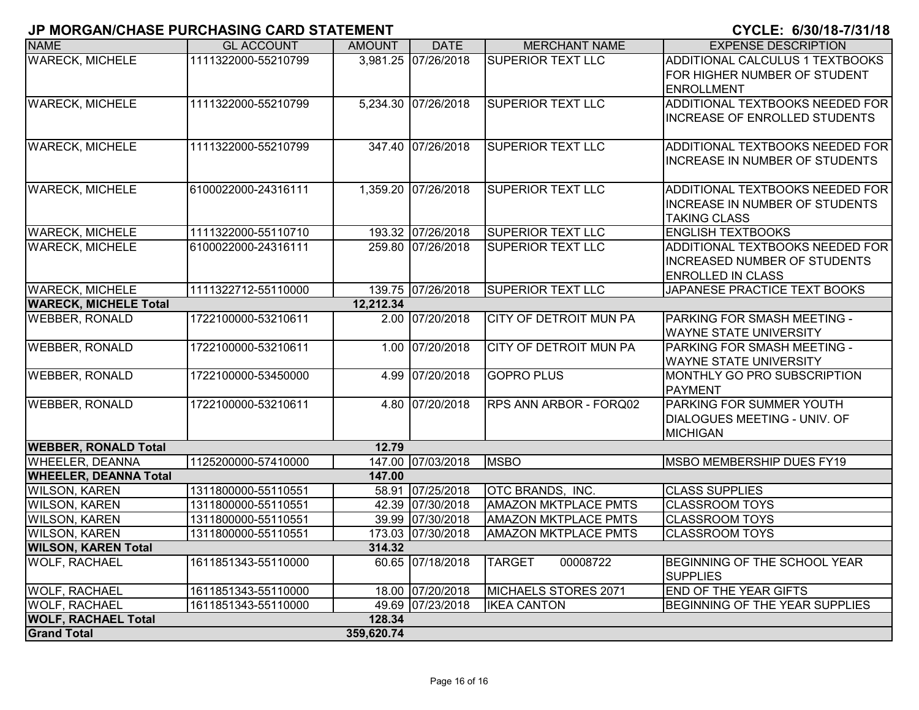## JP MORGAN/CHASE PURCHASING CARD STATEMENT

**CYCLE: 6/30/18-7/31/18**

| NAME | GL ACCOUNT | AMOUNT | DATE | MERCHANT NAME | EXPENSE DESCRIPTION |
|---|---|---|---|---|---|
| WARECK, MICHELE | 1111322000-55210799 | 3,981.25 | 07/26/2018 | SUPERIOR TEXT LLC | ADDITIONAL CALCULUS 1 TEXTBOOKS FOR HIGHER NUMBER OF STUDENT ENROLLMENT |
| WARECK, MICHELE | 1111322000-55210799 | 5,234.30 | 07/26/2018 | SUPERIOR TEXT LLC | ADDITIONAL TEXTBOOKS NEEDED FOR INCREASE OF ENROLLED STUDENTS |
| WARECK, MICHELE | 1111322000-55210799 | 347.40 | 07/26/2018 | SUPERIOR TEXT LLC | ADDITIONAL TEXTBOOKS NEEDED FOR INCREASE IN NUMBER OF STUDENTS |
| WARECK, MICHELE | 6100022000-24316111 | 1,359.20 | 07/26/2018 | SUPERIOR TEXT LLC | ADDITIONAL TEXTBOOKS NEEDED FOR INCREASE IN NUMBER OF STUDENTS TAKING CLASS |
| WARECK, MICHELE | 1111322000-55110710 | 193.32 | 07/26/2018 | SUPERIOR TEXT LLC | ENGLISH TEXTBOOKS |
| WARECK, MICHELE | 6100022000-24316111 | 259.80 | 07/26/2018 | SUPERIOR TEXT LLC | ADDITIONAL TEXTBOOKS NEEDED FOR INCREASED NUMBER OF STUDENTS ENROLLED IN CLASS |
| WARECK, MICHELE | 1111322712-55110000 | 139.75 | 07/26/2018 | SUPERIOR TEXT LLC | JAPANESE PRACTICE TEXT BOOKS |
| **WARECK, MICHELE Total** | | **12,212.34** | | | |
| WEBBER, RONALD | 1722100000-53210611 | 2.00 | 07/20/2018 | CITY OF DETROIT MUN PA | PARKING FOR SMASH MEETING - WAYNE STATE UNIVERSITY |
| WEBBER, RONALD | 1722100000-53210611 | 1.00 | 07/20/2018 | CITY OF DETROIT MUN PA | PARKING FOR SMASH MEETING - WAYNE STATE UNIVERSITY |
| WEBBER, RONALD | 1722100000-53450000 | 4.99 | 07/20/2018 | GOPRO PLUS | MONTHLY GO PRO SUBSCRIPTION PAYMENT |
| WEBBER, RONALD | 1722100000-53210611 | 4.80 | 07/20/2018 | RPS ANN ARBOR - FORQ02 | PARKING FOR SUMMER YOUTH DIALOGUES MEETING - UNIV. OF MICHIGAN |
| **WEBBER, RONALD Total** | | **12.79** | | | |
| WHEELER, DEANNA | 1125200000-57410000 | 147.00 | 07/03/2018 | MSBO | MSBO MEMBERSHIP DUES FY19 |
| **WHEELER, DEANNA Total** | | **147.00** | | | |
| WILSON, KAREN | 1311800000-55110551 | 58.91 | 07/25/2018 | OTC BRANDS, INC. | CLASS SUPPLIES |
| WILSON, KAREN | 1311800000-55110551 | 42.39 | 07/30/2018 | AMAZON MKTPLACE PMTS | CLASSROOM TOYS |
| WILSON, KAREN | 1311800000-55110551 | 39.99 | 07/30/2018 | AMAZON MKTPLACE PMTS | CLASSROOM TOYS |
| WILSON, KAREN | 1311800000-55110551 | 173.03 | 07/30/2018 | AMAZON MKTPLACE PMTS | CLASSROOM TOYS |
| **WILSON, KAREN Total** | | **314.32** | | | |
| WOLF, RACHAEL | 1611851343-55110000 | 60.65 | 07/18/2018 | TARGET 00008722 | BEGINNING OF THE SCHOOL YEAR SUPPLIES |
| WOLF, RACHAEL | 1611851343-55110000 | 18.00 | 07/20/2018 | MICHAELS STORES 2071 | END OF THE YEAR GIFTS |
| WOLF, RACHAEL | 1611851343-55110000 | 49.69 | 07/23/2018 | IKEA CANTON | BEGINNING OF THE YEAR SUPPLIES |
| **WOLF, RACHAEL Total** | | **128.34** | | | |
| **Grand Total** | | **359,620.74** | | | |